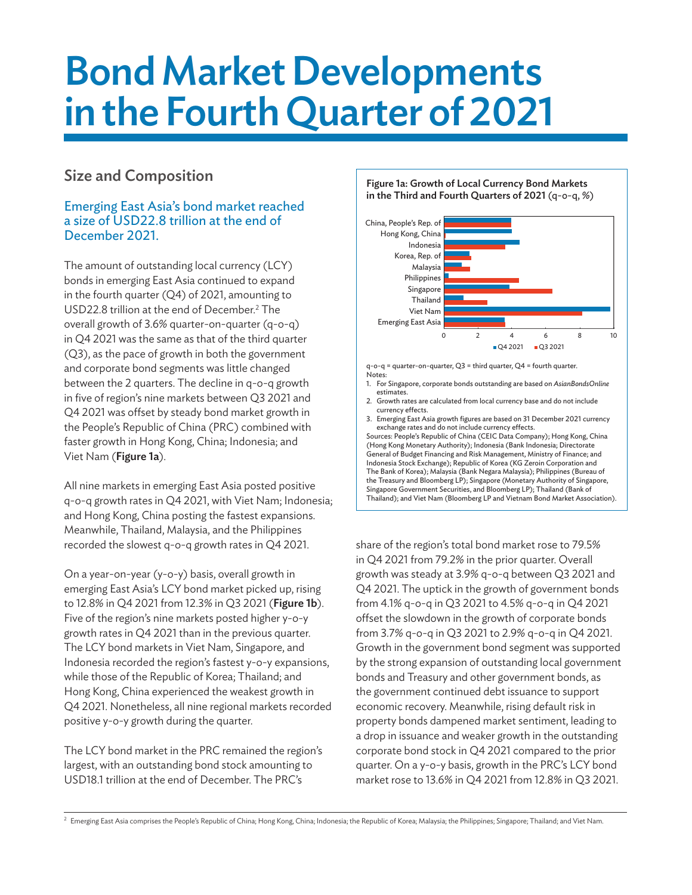# Bond Market Developments in the Fourth Quarter of 2021

## Size and Composition

### Emerging East Asia's bond market reached a size of USD22.8 trillion at the end of December 2021.

The amount of outstanding local currency (LCY) bonds in emerging East Asia continued to expand in the fourth quarter (Q4) of 2021, amounting to USD22.8 trillion at the end of December.[2] The overall growth of 3.6% quarter-on-quarter (q-o-q) in Q4 2021 was the same as that of the third quarter (Q3), as the pace of growth in both the government and corporate bond segments was little changed between the 2 quarters. The decline in q-o-q growth in five of region's nine markets between Q3 2021 and Q4 2021 was offset by steady bond market growth in the People's Republic of China (PRC) combined with faster growth in Hong Kong, China; Indonesia; and Viet Nam (**Figure 1a**).

All nine markets in emerging East Asia posted positive q-o-q growth rates in Q4 2021, with Viet Nam; Indonesia; and Hong Kong, China posting the fastest expansions. Meanwhile, Thailand, Malaysia, and the Philippines recorded the slowest q-o-q growth rates in Q4 2021.

On a year-on-year (y-o-y) basis, overall growth in emerging East Asia's LCY bond market picked up, rising to 12.8% in Q4 2021 from 12.3% in Q3 2021 (**Figure 1b**). Five of the region's nine markets posted higher y-o-y growth rates in Q4 2021 than in the previous quarter. The LCY bond markets in Viet Nam, Singapore, and Indonesia recorded the region's fastest y-o-y expansions, while those of the Republic of Korea; Thailand; and Hong Kong, China experienced the weakest growth in Q4 2021. Nonetheless, all nine regional markets recorded positive y-o-y growth during the quarter.

The LCY bond market in the PRC remained the region's largest, with an outstanding bond stock amounting to USD18.1 trillion at the end of December. The PRC's share of the region's total bond market rose to 79.5% in Q4 2021 from 79.2% in the prior quarter. Overall growth was steady at 3.9% q-o-q between Q3 2021 and Q4 2021. The uptick in the growth of government bonds from 4.1% q-o-q in Q3 2021 to 4.5% q-o-q in Q4 2021 offset the slowdown in the growth of corporate bonds from 3.7% q-o-q in Q3 2021 to 2.9% q-o-q in Q4 2021. Growth in the government bond segment was supported by the strong expansion of outstanding local government bonds and Treasury and other government bonds, as the government continued debt issuance to support economic recovery. Meanwhile, rising default risk in property bonds dampened market sentiment, leading to a drop in issuance and weaker growth in the outstanding corporate bond stock in Q4 2021 compared to the prior quarter. On a y-o-y basis, growth in the PRC's LCY bond market rose to 13.6% in Q4 2021 from 12.8% in Q3 2021.

**Figure 1a: Growth of Local Currency Bond Markets in the Third and Fourth Quarters of 2021** (q-o-q, %)

q-o-q = quarter-on-quarter, Q3 = third quarter, Q4 = fourth quarter.

Notes:

1. For Singapore, corporate bonds outstanding are based on *AsianBondsOnline* estimates.
2. Growth rates are calculated from local currency base and do not include currency effects.
3. Emerging East Asia growth figures are based on 31 December 2021 currency exchange rates and do not include currency effects.

Sources: People's Republic of China (CEIC Data Company); Hong Kong, China (Hong Kong Monetary Authority); Indonesia (Bank Indonesia; Directorate General of Budget Financing and Risk Management, Ministry of Finance; and Indonesia Stock Exchange); Republic of Korea (KG Zeroin Corporation and The Bank of Korea); Malaysia (Bank Negara Malaysia); Philippines (Bureau of the Treasury and Bloomberg LP); Singapore (Monetary Authority of Singapore, Singapore Government Securities, and Bloomberg LP); Thailand (Bank of Thailand); and Viet Nam (Bloomberg LP and Vietnam Bond Market Association).

---

[2] Emerging East Asia comprises the People's Republic of China; Hong Kong, China; Indonesia; the Republic of Korea; Malaysia; the Philippines; Singapore; Thailand; and Viet Nam.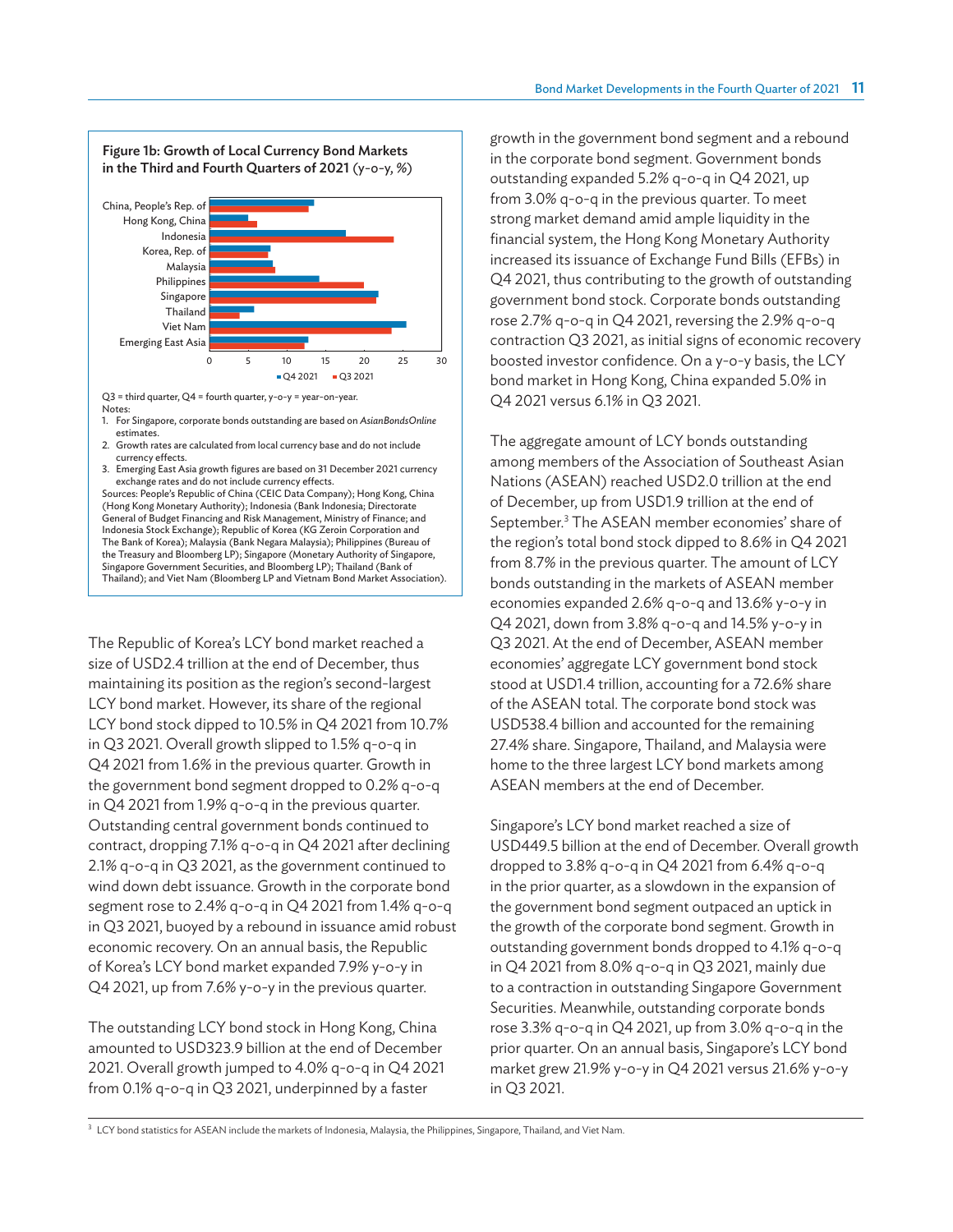**Figure 1b: Growth of Local Currency Bond Markets in the Third and Fourth Quarters of 2021** (y-o-y, %)

Q3 = third quarter, Q4 = fourth quarter, y-o-y = year-on-year.

Notes:

1. For Singapore, corporate bonds outstanding are based on *AsianBondsOnline* estimates.
2. Growth rates are calculated from local currency base and do not include currency effects.
3. Emerging East Asia growth figures are based on 31 December 2021 currency exchange rates and do not include currency effects.

Sources: People's Republic of China (CEIC Data Company); Hong Kong, China (Hong Kong Monetary Authority); Indonesia (Bank Indonesia; Directorate General of Budget Financing and Risk Management, Ministry of Finance; and Indonesia Stock Exchange); Republic of Korea (KG Zeroin Corporation and The Bank of Korea); Malaysia (Bank Negara Malaysia); Philippines (Bureau of the Treasury and Bloomberg LP); Singapore (Monetary Authority of Singapore, Singapore Government Securities, and Bloomberg LP); Thailand (Bank of Thailand); and Viet Nam (Bloomberg LP and Vietnam Bond Market Association).

The Republic of Korea's LCY bond market reached a size of USD2.4 trillion at the end of December, thus maintaining its position as the region's second-largest LCY bond market. However, its share of the regional LCY bond stock dipped to 10.5% in Q4 2021 from 10.7% in Q3 2021. Overall growth slipped to 1.5% q-o-q in Q4 2021 from 1.6% in the previous quarter. Growth in the government bond segment dropped to 0.2% q-o-q in Q4 2021 from 1.9% q-o-q in the previous quarter. Outstanding central government bonds continued to contract, dropping 7.1% q-o-q in Q4 2021 after declining 2.1% q-o-q in Q3 2021, as the government continued to wind down debt issuance. Growth in the corporate bond segment rose to 2.4% q-o-q in Q4 2021 from 1.4% q-o-q in Q3 2021, buoyed by a rebound in issuance amid robust economic recovery. On an annual basis, the Republic of Korea's LCY bond market expanded 7.9% y-o-y in Q4 2021, up from 7.6% y-o-y in the previous quarter.

The outstanding LCY bond stock in Hong Kong, China amounted to USD323.9 billion at the end of December 2021. Overall growth jumped to 4.0% q-o-q in Q4 2021 from 0.1% q-o-q in Q3 2021, underpinned by a faster growth in the government bond segment and a rebound in the corporate bond segment. Government bonds outstanding expanded 5.2% q-o-q in Q4 2021, up from 3.0% q-o-q in the previous quarter. To meet strong market demand amid ample liquidity in the financial system, the Hong Kong Monetary Authority increased its issuance of Exchange Fund Bills (EFBs) in Q4 2021, thus contributing to the growth of outstanding government bond stock. Corporate bonds outstanding rose 2.7% q-o-q in Q4 2021, reversing the 2.9% q-o-q contraction Q3 2021, as initial signs of economic recovery boosted investor confidence. On a y-o-y basis, the LCY bond market in Hong Kong, China expanded 5.0% in Q4 2021 versus 6.1% in Q3 2021.

The aggregate amount of LCY bonds outstanding among members of the Association of Southeast Asian Nations (ASEAN) reached USD2.0 trillion at the end of December, up from USD1.9 trillion at the end of September.[3] The ASEAN member economies' share of the region's total bond stock dipped to 8.6% in Q4 2021 from 8.7% in the previous quarter. The amount of LCY bonds outstanding in the markets of ASEAN member economies expanded 2.6% q-o-q and 13.6% y-o-y in Q4 2021, down from 3.8% q-o-q and 14.5% y-o-y in Q3 2021. At the end of December, ASEAN member economies' aggregate LCY government bond stock stood at USD1.4 trillion, accounting for a 72.6% share of the ASEAN total. The corporate bond stock was USD538.4 billion and accounted for the remaining 27.4% share. Singapore, Thailand, and Malaysia were home to the three largest LCY bond markets among ASEAN members at the end of December.

Singapore's LCY bond market reached a size of USD449.5 billion at the end of December. Overall growth dropped to 3.8% q-o-q in Q4 2021 from 6.4% q-o-q in the prior quarter, as a slowdown in the expansion of the government bond segment outpaced an uptick in the growth of the corporate bond segment. Growth in outstanding government bonds dropped to 4.1% q-o-q in Q4 2021 from 8.0% q-o-q in Q3 2021, mainly due to a contraction in outstanding Singapore Government Securities. Meanwhile, outstanding corporate bonds rose 3.3% q-o-q in Q4 2021, up from 3.0% q-o-q in the prior quarter. On an annual basis, Singapore's LCY bond market grew 21.9% y-o-y in Q4 2021 versus 21.6% y-o-y in Q3 2021.

[3] LCY bond statistics for ASEAN include the markets of Indonesia, Malaysia, the Philippines, Singapore, Thailand, and Viet Nam.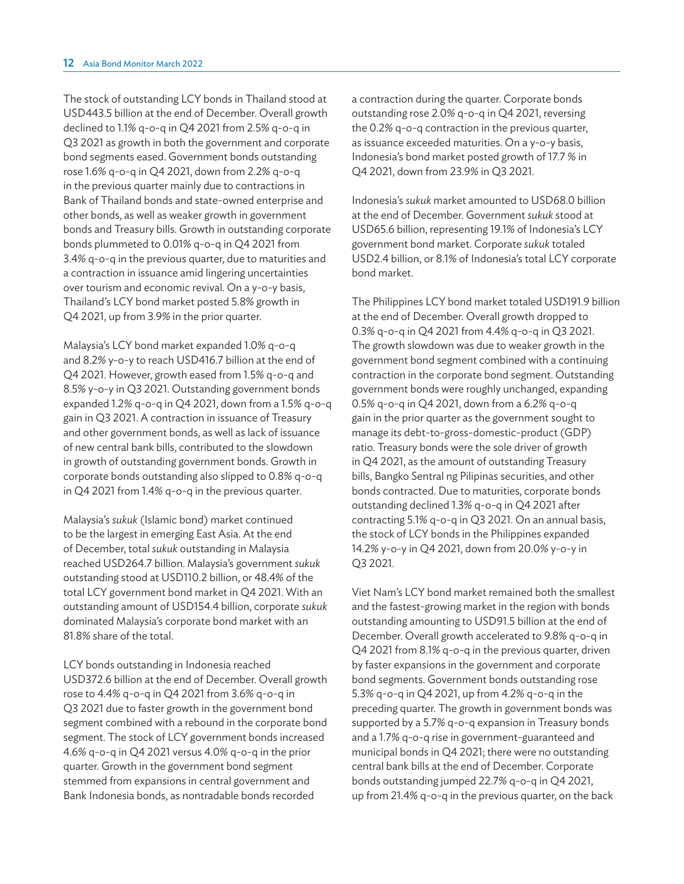The stock of outstanding LCY bonds in Thailand stood at USD443.5 billion at the end of December. Overall growth declined to 1.1% q-o-q in Q4 2021 from 2.5% q-o-q in Q3 2021 as growth in both the government and corporate bond segments eased. Government bonds outstanding rose 1.6% q-o-q in Q4 2021, down from 2.2% q-o-q in the previous quarter mainly due to contractions in Bank of Thailand bonds and state-owned enterprise and other bonds, as well as weaker growth in government bonds and Treasury bills. Growth in outstanding corporate bonds plummeted to 0.01% q-o-q in Q4 2021 from 3.4% q-o-q in the previous quarter, due to maturities and a contraction in issuance amid lingering uncertainties over tourism and economic revival. On a y-o-y basis, Thailand's LCY bond market posted 5.8% growth in Q4 2021, up from 3.9% in the prior quarter.

Malaysia's LCY bond market expanded 1.0% q-o-q and 8.2% y-o-y to reach USD416.7 billion at the end of Q4 2021. However, growth eased from 1.5% q-o-q and 8.5% y-o-y in Q3 2021. Outstanding government bonds expanded 1.2% q-o-q in Q4 2021, down from a 1.5% q-o-q gain in Q3 2021. A contraction in issuance of Treasury and other government bonds, as well as lack of issuance of new central bank bills, contributed to the slowdown in growth of outstanding government bonds. Growth in corporate bonds outstanding also slipped to 0.8% q-o-q in Q4 2021 from 1.4% q-o-q in the previous quarter.

Malaysia's *sukuk* (Islamic bond) market continued to be the largest in emerging East Asia. At the end of December, total *sukuk* outstanding in Malaysia reached USD264.7 billion. Malaysia's government *sukuk* outstanding stood at USD110.2 billion, or 48.4% of the total LCY government bond market in Q4 2021. With an outstanding amount of USD154.4 billion, corporate *sukuk* dominated Malaysia's corporate bond market with an 81.8% share of the total.

LCY bonds outstanding in Indonesia reached USD372.6 billion at the end of December. Overall growth rose to 4.4% q-o-q in Q4 2021 from 3.6% q-o-q in Q3 2021 due to faster growth in the government bond segment combined with a rebound in the corporate bond segment. The stock of LCY government bonds increased 4.6% q-o-q in Q4 2021 versus 4.0% q-o-q in the prior quarter. Growth in the government bond segment stemmed from expansions in central government and Bank Indonesia bonds, as nontradable bonds recorded a contraction during the quarter. Corporate bonds outstanding rose 2.0% q-o-q in Q4 2021, reversing the 0.2% q-o-q contraction in the previous quarter, as issuance exceeded maturities. On a y-o-y basis, Indonesia's bond market posted growth of 17.7 % in Q4 2021, down from 23.9% in Q3 2021.

Indonesia's *sukuk* market amounted to USD68.0 billion at the end of December. Government *sukuk* stood at USD65.6 billion, representing 19.1% of Indonesia's LCY government bond market. Corporate *sukuk* totaled USD2.4 billion, or 8.1% of Indonesia's total LCY corporate bond market.

The Philippines LCY bond market totaled USD191.9 billion at the end of December. Overall growth dropped to 0.3% q-o-q in Q4 2021 from 4.4% q-o-q in Q3 2021. The growth slowdown was due to weaker growth in the government bond segment combined with a continuing contraction in the corporate bond segment. Outstanding government bonds were roughly unchanged, expanding 0.5% q-o-q in Q4 2021, down from a 6.2% q-o-q gain in the prior quarter as the government sought to manage its debt-to-gross-domestic-product (GDP) ratio. Treasury bonds were the sole driver of growth in Q4 2021, as the amount of outstanding Treasury bills, Bangko Sentral ng Pilipinas securities, and other bonds contracted. Due to maturities, corporate bonds outstanding declined 1.3% q-o-q in Q4 2021 after contracting 5.1% q-o-q in Q3 2021. On an annual basis, the stock of LCY bonds in the Philippines expanded 14.2% y-o-y in Q4 2021, down from 20.0% y-o-y in Q3 2021.

Viet Nam's LCY bond market remained both the smallest and the fastest-growing market in the region with bonds outstanding amounting to USD91.5 billion at the end of December. Overall growth accelerated to 9.8% q-o-q in Q4 2021 from 8.1% q-o-q in the previous quarter, driven by faster expansions in the government and corporate bond segments. Government bonds outstanding rose 5.3% q-o-q in Q4 2021, up from 4.2% q-o-q in the preceding quarter. The growth in government bonds was supported by a 5.7% q-o-q expansion in Treasury bonds and a 1.7% q-o-q rise in government-guaranteed and municipal bonds in Q4 2021; there were no outstanding central bank bills at the end of December. Corporate bonds outstanding jumped 22.7% q-o-q in Q4 2021, up from 21.4% q-o-q in the previous quarter, on the back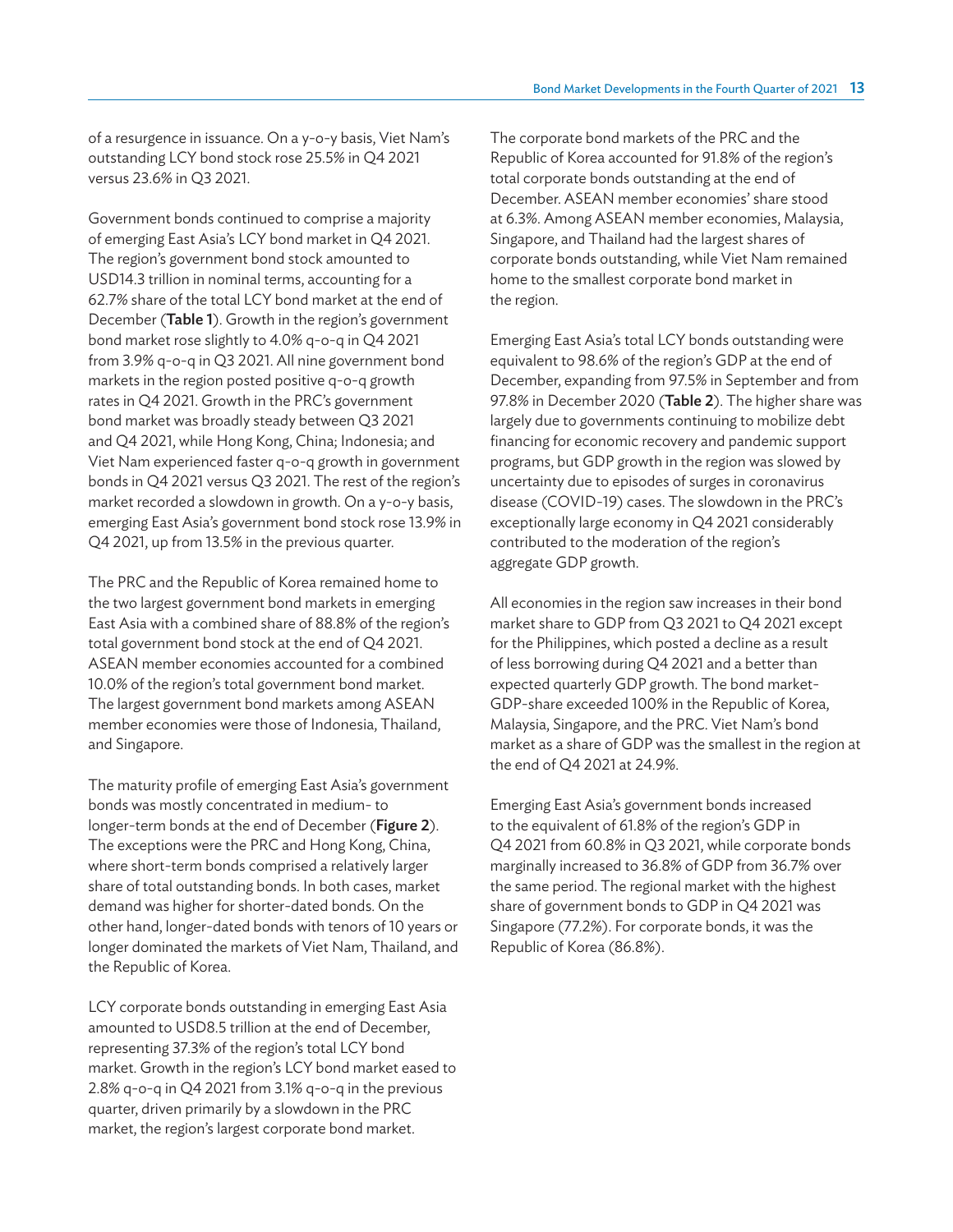of a resurgence in issuance. On a y-o-y basis, Viet Nam's outstanding LCY bond stock rose 25.5% in Q4 2021 versus 23.6% in Q3 2021.

Government bonds continued to comprise a majority of emerging East Asia's LCY bond market in Q4 2021. The region's government bond stock amounted to USD14.3 trillion in nominal terms, accounting for a 62.7% share of the total LCY bond market at the end of December (**Table 1**). Growth in the region's government bond market rose slightly to 4.0% q-o-q in Q4 2021 from 3.9% q-o-q in Q3 2021. All nine government bond markets in the region posted positive q-o-q growth rates in Q4 2021. Growth in the PRC's government bond market was broadly steady between Q3 2021 and Q4 2021, while Hong Kong, China; Indonesia; and Viet Nam experienced faster q-o-q growth in government bonds in Q4 2021 versus Q3 2021. The rest of the region's market recorded a slowdown in growth. On a y-o-y basis, emerging East Asia's government bond stock rose 13.9% in Q4 2021, up from 13.5% in the previous quarter.

The PRC and the Republic of Korea remained home to the two largest government bond markets in emerging East Asia with a combined share of 88.8% of the region's total government bond stock at the end of Q4 2021. ASEAN member economies accounted for a combined 10.0% of the region's total government bond market. The largest government bond markets among ASEAN member economies were those of Indonesia, Thailand, and Singapore.

The maturity profile of emerging East Asia's government bonds was mostly concentrated in medium- to longer-term bonds at the end of December (**Figure 2**). The exceptions were the PRC and Hong Kong, China, where short-term bonds comprised a relatively larger share of total outstanding bonds. In both cases, market demand was higher for shorter-dated bonds. On the other hand, longer-dated bonds with tenors of 10 years or longer dominated the markets of Viet Nam, Thailand, and the Republic of Korea.

LCY corporate bonds outstanding in emerging East Asia amounted to USD8.5 trillion at the end of December, representing 37.3% of the region's total LCY bond market. Growth in the region's LCY bond market eased to 2.8% q-o-q in Q4 2021 from 3.1% q-o-q in the previous quarter, driven primarily by a slowdown in the PRC market, the region's largest corporate bond market.

The corporate bond markets of the PRC and the Republic of Korea accounted for 91.8% of the region's total corporate bonds outstanding at the end of December. ASEAN member economies' share stood at 6.3%. Among ASEAN member economies, Malaysia, Singapore, and Thailand had the largest shares of corporate bonds outstanding, while Viet Nam remained home to the smallest corporate bond market in the region.

Emerging East Asia's total LCY bonds outstanding were equivalent to 98.6% of the region's GDP at the end of December, expanding from 97.5% in September and from 97.8% in December 2020 (**Table 2**). The higher share was largely due to governments continuing to mobilize debt financing for economic recovery and pandemic support programs, but GDP growth in the region was slowed by uncertainty due to episodes of surges in coronavirus disease (COVID-19) cases. The slowdown in the PRC's exceptionally large economy in Q4 2021 considerably contributed to the moderation of the region's aggregate GDP growth.

All economies in the region saw increases in their bond market share to GDP from Q3 2021 to Q4 2021 except for the Philippines, which posted a decline as a result of less borrowing during Q4 2021 and a better than expected quarterly GDP growth. The bond market-GDP-share exceeded 100% in the Republic of Korea, Malaysia, Singapore, and the PRC. Viet Nam's bond market as a share of GDP was the smallest in the region at the end of Q4 2021 at 24.9%.

Emerging East Asia's government bonds increased to the equivalent of 61.8% of the region's GDP in Q4 2021 from 60.8% in Q3 2021, while corporate bonds marginally increased to 36.8% of GDP from 36.7% over the same period. The regional market with the highest share of government bonds to GDP in Q4 2021 was Singapore (77.2%). For corporate bonds, it was the Republic of Korea (86.8%).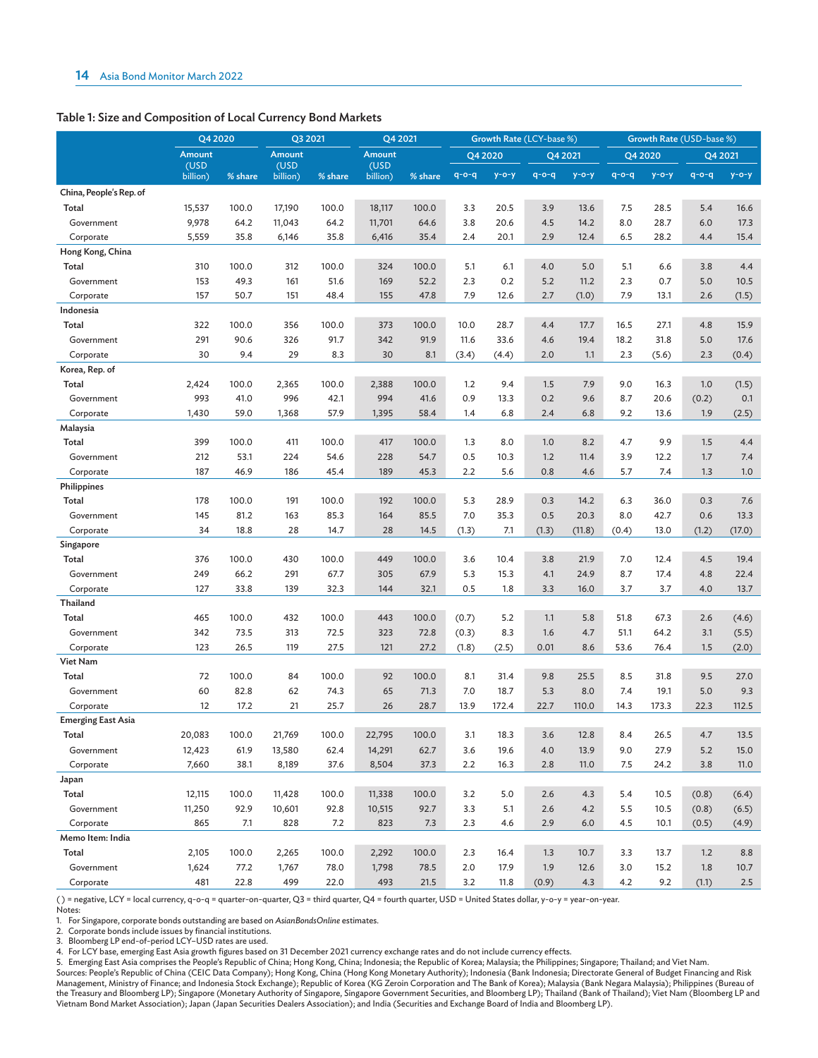**Table 1: Size and Composition of Local Currency Bond Markets**

| | Q4 2020 | | Q3 2021 | | Q4 2021 | | Growth Rate (LCY-base %) | | | | Growth Rate (USD-base %) | | | |
|---|---|---|---|---|---|---|---|---|---|---|---|---|---|---|
| | | | | | | | Q4 2020 | | Q4 2021 | | Q4 2020 | | Q4 2021 | |
| | Amount (USD billion) | % share | Amount (USD billion) | % share | Amount (USD billion) | % share | q-o-q | y-o-y | q-o-q | y-o-y | q-o-q | y-o-y | q-o-q | y-o-y |
| **China, People's Rep. of** | | | | | | | | | | | | | | |
| Total | 15,537 | 100.0 | 17,190 | 100.0 | 18,117 | 100.0 | 3.3 | 20.5 | 3.9 | 13.6 | 7.5 | 28.5 | 5.4 | 16.6 |
| Government | 9,978 | 64.2 | 11,043 | 64.2 | 11,701 | 64.6 | 3.8 | 20.6 | 4.5 | 14.2 | 8.0 | 28.7 | 6.0 | 17.3 |
| Corporate | 5,559 | 35.8 | 6,146 | 35.8 | 6,416 | 35.4 | 2.4 | 20.1 | 2.9 | 12.4 | 6.5 | 28.2 | 4.4 | 15.4 |
| **Hong Kong, China** | | | | | | | | | | | | | | |
| Total | 310 | 100.0 | 312 | 100.0 | 324 | 100.0 | 5.1 | 6.1 | 4.0 | 5.0 | 5.1 | 6.6 | 3.8 | 4.4 |
| Government | 153 | 49.3 | 161 | 51.6 | 169 | 52.2 | 2.3 | 0.2 | 5.2 | 11.2 | 2.3 | 0.7 | 5.0 | 10.5 |
| Corporate | 157 | 50.7 | 151 | 48.4 | 155 | 47.8 | 7.9 | 12.6 | 2.7 | (1.0) | 7.9 | 13.1 | 2.6 | (1.5) |
| **Indonesia** | | | | | | | | | | | | | | |
| Total | 322 | 100.0 | 356 | 100.0 | 373 | 100.0 | 10.0 | 28.7 | 4.4 | 17.7 | 16.5 | 27.1 | 4.8 | 15.9 |
| Government | 291 | 90.6 | 326 | 91.7 | 342 | 91.9 | 11.6 | 33.6 | 4.6 | 19.4 | 18.2 | 31.8 | 5.0 | 17.6 |
| Corporate | 30 | 9.4 | 29 | 8.3 | 30 | 8.1 | (3.4) | (4.4) | 2.0 | 1.1 | 2.3 | (5.6) | 2.3 | (0.4) |
| **Korea, Rep. of** | | | | | | | | | | | | | | |
| Total | 2,424 | 100.0 | 2,365 | 100.0 | 2,388 | 100.0 | 1.2 | 9.4 | 1.5 | 7.9 | 9.0 | 16.3 | 1.0 | (1.5) |
| Government | 993 | 41.0 | 996 | 42.1 | 994 | 41.6 | 0.9 | 13.3 | 0.2 | 9.6 | 8.7 | 20.6 | (0.2) | 0.1 |
| Corporate | 1,430 | 59.0 | 1,368 | 57.9 | 1,395 | 58.4 | 1.4 | 6.8 | 2.4 | 6.8 | 9.2 | 13.6 | 1.9 | (2.5) |
| **Malaysia** | | | | | | | | | | | | | | |
| Total | 399 | 100.0 | 411 | 100.0 | 417 | 100.0 | 1.3 | 8.0 | 1.0 | 8.2 | 4.7 | 9.9 | 1.5 | 4.4 |
| Government | 212 | 53.1 | 224 | 54.6 | 228 | 54.7 | 0.5 | 10.3 | 1.2 | 11.4 | 3.9 | 12.2 | 1.7 | 7.4 |
| Corporate | 187 | 46.9 | 186 | 45.4 | 189 | 45.3 | 2.2 | 5.6 | 0.8 | 4.6 | 5.7 | 7.4 | 1.3 | 1.0 |
| **Philippines** | | | | | | | | | | | | | | |
| Total | 178 | 100.0 | 191 | 100.0 | 192 | 100.0 | 5.3 | 28.9 | 0.3 | 14.2 | 6.3 | 36.0 | 0.3 | 7.6 |
| Government | 145 | 81.2 | 163 | 85.3 | 164 | 85.5 | 7.0 | 35.3 | 0.5 | 20.3 | 8.0 | 42.7 | 0.6 | 13.3 |
| Corporate | 34 | 18.8 | 28 | 14.7 | 28 | 14.5 | (1.3) | 7.1 | (1.3) | (11.8) | (0.4) | 13.0 | (1.2) | (17.0) |
| **Singapore** | | | | | | | | | | | | | | |
| Total | 376 | 100.0 | 430 | 100.0 | 449 | 100.0 | 3.6 | 10.4 | 3.8 | 21.9 | 7.0 | 12.4 | 4.5 | 19.4 |
| Government | 249 | 66.2 | 291 | 67.7 | 305 | 67.9 | 5.3 | 15.3 | 4.1 | 24.9 | 8.7 | 17.4 | 4.8 | 22.4 |
| Corporate | 127 | 33.8 | 139 | 32.3 | 144 | 32.1 | 0.5 | 1.8 | 3.3 | 16.0 | 3.7 | 3.7 | 4.0 | 13.7 |
| **Thailand** | | | | | | | | | | | | | | |
| Total | 465 | 100.0 | 432 | 100.0 | 443 | 100.0 | (0.7) | 5.2 | 1.1 | 5.8 | 51.8 | 67.3 | 2.6 | (4.6) |
| Government | 342 | 73.5 | 313 | 72.5 | 323 | 72.8 | (0.3) | 8.3 | 1.6 | 4.7 | 51.1 | 64.2 | 3.1 | (5.5) |
| Corporate | 123 | 26.5 | 119 | 27.5 | 121 | 27.2 | (1.8) | (2.5) | 0.01 | 8.6 | 53.6 | 76.4 | 1.5 | (2.0) |
| **Viet Nam** | | | | | | | | | | | | | | |
| Total | 72 | 100.0 | 84 | 100.0 | 92 | 100.0 | 8.1 | 31.4 | 9.8 | 25.5 | 8.5 | 31.8 | 9.5 | 27.0 |
| Government | 60 | 82.8 | 62 | 74.3 | 65 | 71.3 | 7.0 | 18.7 | 5.3 | 8.0 | 7.4 | 19.1 | 5.0 | 9.3 |
| Corporate | 12 | 17.2 | 21 | 25.7 | 26 | 28.7 | 13.9 | 172.4 | 22.7 | 110.0 | 14.3 | 173.3 | 22.3 | 112.5 |
| **Emerging East Asia** | | | | | | | | | | | | | | |
| Total | 20,083 | 100.0 | 21,769 | 100.0 | 22,795 | 100.0 | 3.1 | 18.3 | 3.6 | 12.8 | 8.4 | 26.5 | 4.7 | 13.5 |
| Government | 12,423 | 61.9 | 13,580 | 62.4 | 14,291 | 62.7 | 3.6 | 19.6 | 4.0 | 13.9 | 9.0 | 27.9 | 5.2 | 15.0 |
| Corporate | 7,660 | 38.1 | 8,189 | 37.6 | 8,504 | 37.3 | 2.2 | 16.3 | 2.8 | 11.0 | 7.5 | 24.2 | 3.8 | 11.0 |
| **Japan** | | | | | | | | | | | | | | |
| Total | 12,115 | 100.0 | 11,428 | 100.0 | 11,338 | 100.0 | 3.2 | 5.0 | 2.6 | 4.3 | 5.4 | 10.5 | (0.8) | (6.4) |
| Government | 11,250 | 92.9 | 10,601 | 92.8 | 10,515 | 92.7 | 3.3 | 5.1 | 2.6 | 4.2 | 5.5 | 10.5 | (0.8) | (6.5) |
| Corporate | 865 | 7.1 | 828 | 7.2 | 823 | 7.3 | 2.3 | 4.6 | 2.9 | 6.0 | 4.5 | 10.1 | (0.5) | (4.9) |
| **Memo Item: India** | | | | | | | | | | | | | | |
| Total | 2,105 | 100.0 | 2,265 | 100.0 | 2,292 | 100.0 | 2.3 | 16.4 | 1.3 | 10.7 | 3.3 | 13.7 | 1.2 | 8.8 |
| Government | 1,624 | 77.2 | 1,767 | 78.0 | 1,798 | 78.5 | 2.0 | 17.9 | 1.9 | 12.6 | 3.0 | 15.2 | 1.8 | 10.7 |
| Corporate | 481 | 22.8 | 499 | 22.0 | 493 | 21.5 | 3.2 | 11.8 | (0.9) | 4.3 | 4.2 | 9.2 | (1.1) | 2.5 |

( ) = negative, LCY = local currency, q-o-q = quarter-on-quarter, Q3 = third quarter, Q4 = fourth quarter, USD = United States dollar, y-o-y = year-on-year.

Notes:
1. For Singapore, corporate bonds outstanding are based on *AsianBondsOnline* estimates.
2. Corporate bonds include issues by financial institutions.
3. Bloomberg LP end-of-period LCY–USD rates are used.
4. For LCY base, emerging East Asia growth figures based on 31 December 2021 currency exchange rates and do not include currency effects.
5. Emerging East Asia comprises the People's Republic of China; Hong Kong, China; Indonesia; the Republic of Korea; Malaysia; the Philippines; Singapore; Thailand; and Viet Nam.

Sources: People's Republic of China (CEIC Data Company); Hong Kong, China (Hong Kong Monetary Authority); Indonesia (Bank Indonesia; Directorate General of Budget Financing and Risk Management, Ministry of Finance; and Indonesia Stock Exchange); Republic of Korea (KG Zeroin Corporation and The Bank of Korea); Malaysia (Bank Negara Malaysia); Philippines (Bureau of the Treasury and Bloomberg LP); Singapore (Monetary Authority of Singapore, Singapore Government Securities, and Bloomberg LP); Thailand (Bank of Thailand); Viet Nam (Bloomberg LP and Vietnam Bond Market Association); Japan (Japan Securities Dealers Association); and India (Securities and Exchange Board of India and Bloomberg LP).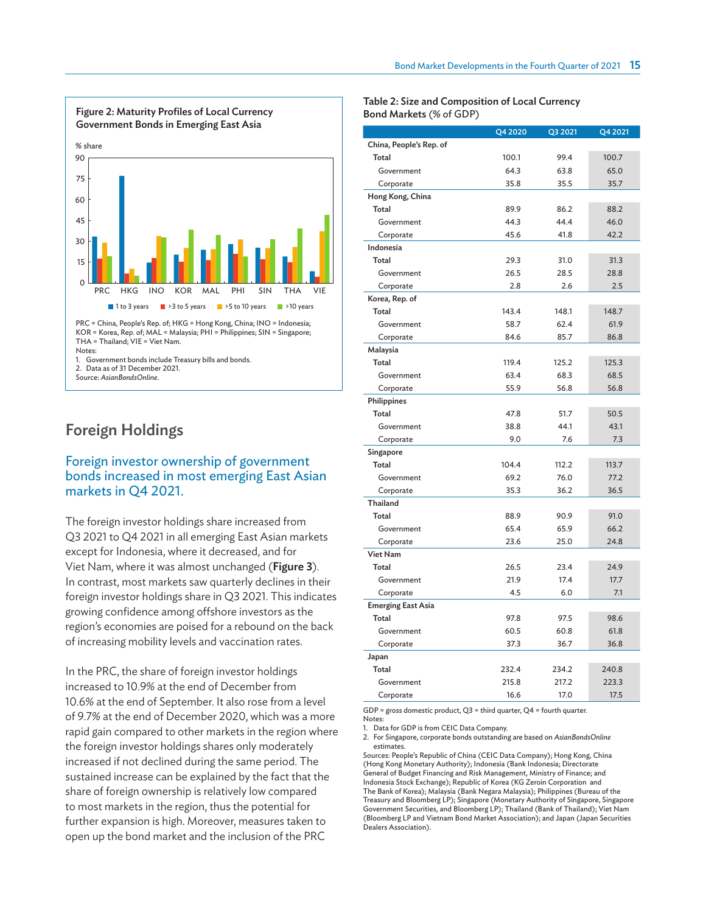**Figure 2: Maturity Profiles of Local Currency Government Bonds in Emerging East Asia**

PRC = China, People's Rep. of; HKG = Hong Kong, China; INO = Indonesia; KOR = Korea, Rep. of; MAL = Malaysia; PHI = Philippines; SIN = Singapore; THA = Thailand; VIE = Viet Nam.

Notes:
1. Government bonds include Treasury bills and bonds.
2. Data as of 31 December 2021.

Source: *AsianBondsOnline*.

## Foreign Holdings

### Foreign investor ownership of government bonds increased in most emerging East Asian markets in Q4 2021.

The foreign investor holdings share increased from Q3 2021 to Q4 2021 in all emerging East Asian markets except for Indonesia, where it decreased, and for Viet Nam, where it was almost unchanged (**Figure 3**). In contrast, most markets saw quarterly declines in their foreign investor holdings share in Q3 2021. This indicates growing confidence among offshore investors as the region's economies are poised for a rebound on the back of increasing mobility levels and vaccination rates.

In the PRC, the share of foreign investor holdings increased to 10.9% at the end of December from 10.6% at the end of September. It also rose from a level of 9.7% at the end of December 2020, which was a more rapid gain compared to other markets in the region where the foreign investor holdings shares only moderately increased if not declined during the same period. The sustained increase can be explained by the fact that the share of foreign ownership is relatively low compared to most markets in the region, thus the potential for further expansion is high. Moreover, measures taken to open up the bond market and the inclusion of the PRC

**Table 2: Size and Composition of Local Currency Bond Markets** (% of GDP)

| | Q4 2020 | Q3 2021 | Q4 2021 |
|---|---|---|---|
| **China, People's Rep. of** | | | |
| Total | 100.1 | 99.4 | 100.7 |
| Government | 64.3 | 63.8 | 65.0 |
| Corporate | 35.8 | 35.5 | 35.7 |
| **Hong Kong, China** | | | |
| Total | 89.9 | 86.2 | 88.2 |
| Government | 44.3 | 44.4 | 46.0 |
| Corporate | 45.6 | 41.8 | 42.2 |
| **Indonesia** | | | |
| Total | 29.3 | 31.0 | 31.3 |
| Government | 26.5 | 28.5 | 28.8 |
| Corporate | 2.8 | 2.6 | 2.5 |
| **Korea, Rep. of** | | | |
| Total | 143.4 | 148.1 | 148.7 |
| Government | 58.7 | 62.4 | 61.9 |
| Corporate | 84.6 | 85.7 | 86.8 |
| **Malaysia** | | | |
| Total | 119.4 | 125.2 | 125.3 |
| Government | 63.4 | 68.3 | 68.5 |
| Corporate | 55.9 | 56.8 | 56.8 |
| **Philippines** | | | |
| Total | 47.8 | 51.7 | 50.5 |
| Government | 38.8 | 44.1 | 43.1 |
| Corporate | 9.0 | 7.6 | 7.3 |
| **Singapore** | | | |
| Total | 104.4 | 112.2 | 113.7 |
| Government | 69.2 | 76.0 | 77.2 |
| Corporate | 35.3 | 36.2 | 36.5 |
| **Thailand** | | | |
| Total | 88.9 | 90.9 | 91.0 |
| Government | 65.4 | 65.9 | 66.2 |
| Corporate | 23.6 | 25.0 | 24.8 |
| **Viet Nam** | | | |
| Total | 26.5 | 23.4 | 24.9 |
| Government | 21.9 | 17.4 | 17.7 |
| Corporate | 4.5 | 6.0 | 7.1 |
| **Emerging East Asia** | | | |
| Total | 97.8 | 97.5 | 98.6 |
| Government | 60.5 | 60.8 | 61.8 |
| Corporate | 37.3 | 36.7 | 36.8 |
| **Japan** | | | |
| Total | 232.4 | 234.2 | 240.8 |
| Government | 215.8 | 217.2 | 223.3 |
| Corporate | 16.6 | 17.0 | 17.5 |

GDP = gross domestic product, Q3 = third quarter, Q4 = fourth quarter.

Notes:
1. Data for GDP is from CEIC Data Company.
2. For Singapore, corporate bonds outstanding are based on *AsianBondsOnline* estimates.

Sources: People's Republic of China (CEIC Data Company); Hong Kong, China (Hong Kong Monetary Authority); Indonesia (Bank Indonesia; Directorate General of Budget Financing and Risk Management, Ministry of Finance; and Indonesia Stock Exchange); Republic of Korea (KG Zeroin Corporation and The Bank of Korea); Malaysia (Bank Negara Malaysia); Philippines (Bureau of the Treasury and Bloomberg LP); Singapore (Monetary Authority of Singapore, Singapore Government Securities, and Bloomberg LP); Thailand (Bank of Thailand); Viet Nam (Bloomberg LP and Vietnam Bond Market Association); and Japan (Japan Securities Dealers Association).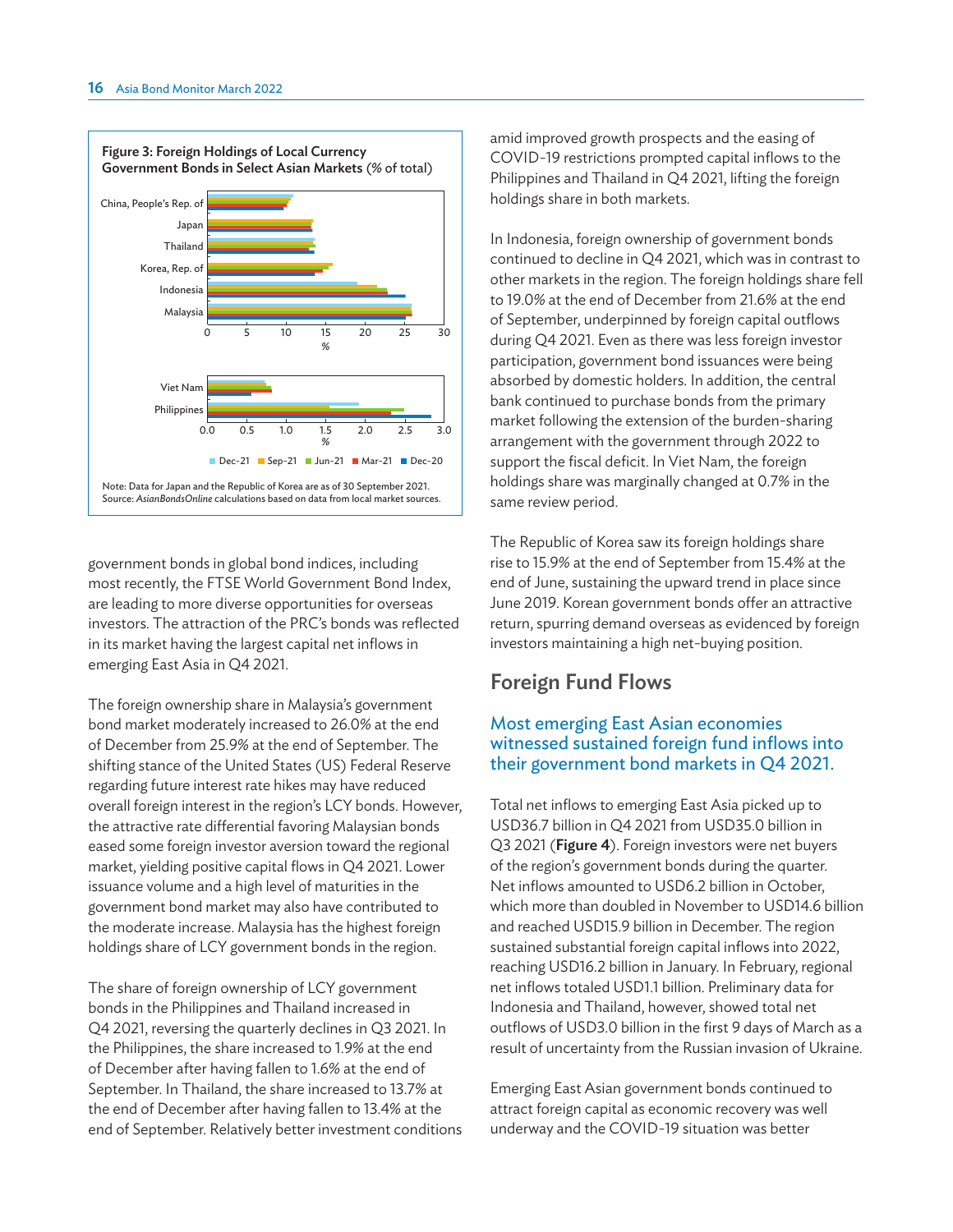**Figure 3: Foreign Holdings of Local Currency Government Bonds in Select Asian Markets** (% of total)

Note: Data for Japan and the Republic of Korea are as of 30 September 2021.
Source: *AsianBondsOnline* calculations based on data from local market sources.

government bonds in global bond indices, including most recently, the FTSE World Government Bond Index, are leading to more diverse opportunities for overseas investors. The attraction of the PRC's bonds was reflected in its market having the largest capital net inflows in emerging East Asia in Q4 2021.

The foreign ownership share in Malaysia's government bond market moderately increased to 26.0% at the end of December from 25.9% at the end of September. The shifting stance of the United States (US) Federal Reserve regarding future interest rate hikes may have reduced overall foreign interest in the region's LCY bonds. However, the attractive rate differential favoring Malaysian bonds eased some foreign investor aversion toward the regional market, yielding positive capital flows in Q4 2021. Lower issuance volume and a high level of maturities in the government bond market may also have contributed to the moderate increase. Malaysia has the highest foreign holdings share of LCY government bonds in the region.

The share of foreign ownership of LCY government bonds in the Philippines and Thailand increased in Q4 2021, reversing the quarterly declines in Q3 2021. In the Philippines, the share increased to 1.9% at the end of December after having fallen to 1.6% at the end of September. In Thailand, the share increased to 13.7% at the end of December after having fallen to 13.4% at the end of September. Relatively better investment conditions amid improved growth prospects and the easing of COVID-19 restrictions prompted capital inflows to the Philippines and Thailand in Q4 2021, lifting the foreign holdings share in both markets.

In Indonesia, foreign ownership of government bonds continued to decline in Q4 2021, which was in contrast to other markets in the region. The foreign holdings share fell to 19.0% at the end of December from 21.6% at the end of September, underpinned by foreign capital outflows during Q4 2021. Even as there was less foreign investor participation, government bond issuances were being absorbed by domestic holders. In addition, the central bank continued to purchase bonds from the primary market following the extension of the burden-sharing arrangement with the government through 2022 to support the fiscal deficit. In Viet Nam, the foreign holdings share was marginally changed at 0.7% in the same review period.

The Republic of Korea saw its foreign holdings share rise to 15.9% at the end of September from 15.4% at the end of June, sustaining the upward trend in place since June 2019. Korean government bonds offer an attractive return, spurring demand overseas as evidenced by foreign investors maintaining a high net-buying position.

## Foreign Fund Flows

### Most emerging East Asian economies witnessed sustained foreign fund inflows into their government bond markets in Q4 2021.

Total net inflows to emerging East Asia picked up to USD36.7 billion in Q4 2021 from USD35.0 billion in Q3 2021 (**Figure 4**). Foreign investors were net buyers of the region's government bonds during the quarter. Net inflows amounted to USD6.2 billion in October, which more than doubled in November to USD14.6 billion and reached USD15.9 billion in December. The region sustained substantial foreign capital inflows into 2022, reaching USD16.2 billion in January. In February, regional net inflows totaled USD1.1 billion. Preliminary data for Indonesia and Thailand, however, showed total net outflows of USD3.0 billion in the first 9 days of March as a result of uncertainty from the Russian invasion of Ukraine.

Emerging East Asian government bonds continued to attract foreign capital as economic recovery was well underway and the COVID-19 situation was better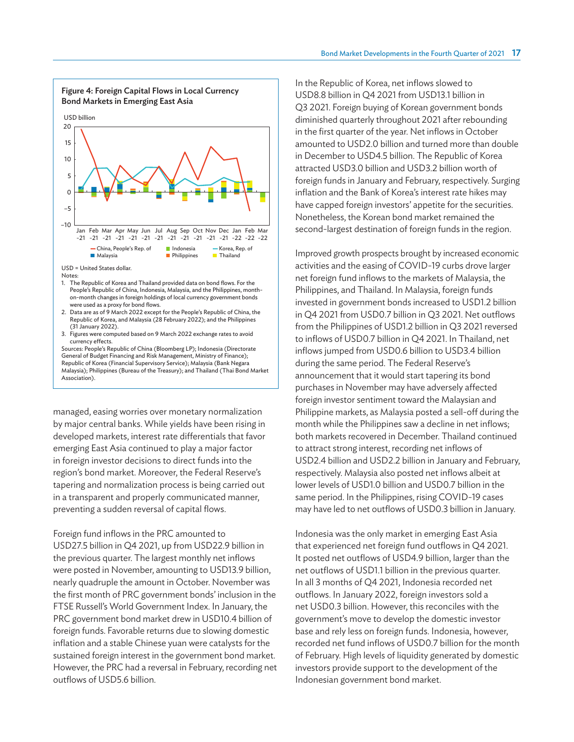**Figure 4: Foreign Capital Flows in Local Currency Bond Markets in Emerging East Asia**

USD = United States dollar.

Notes:

1. The Republic of Korea and Thailand provided data on bond flows. For the People's Republic of China, Indonesia, Malaysia, and the Philippines, month-on-month changes in foreign holdings of local currency government bonds were used as a proxy for bond flows.
2. Data are as of 9 March 2022 except for the People's Republic of China, the Republic of Korea, and Malaysia (28 February 2022); and the Philippines (31 January 2022).
3. Figures were computed based on 9 March 2022 exchange rates to avoid currency effects.

Sources: People's Republic of China (Bloomberg LP); Indonesia (Directorate General of Budget Financing and Risk Management, Ministry of Finance); Republic of Korea (Financial Supervisory Service); Malaysia (Bank Negara Malaysia); Philippines (Bureau of the Treasury); and Thailand (Thai Bond Market Association).

managed, easing worries over monetary normalization by major central banks. While yields have been rising in developed markets, interest rate differentials that favor emerging East Asia continued to play a major factor in foreign investor decisions to direct funds into the region's bond market. Moreover, the Federal Reserve's tapering and normalization process is being carried out in a transparent and properly communicated manner, preventing a sudden reversal of capital flows.

Foreign fund inflows in the PRC amounted to USD27.5 billion in Q4 2021, up from USD22.9 billion in the previous quarter. The largest monthly net inflows were posted in November, amounting to USD13.9 billion, nearly quadruple the amount in October. November was the first month of PRC government bonds' inclusion in the FTSE Russell's World Government Index. In January, the PRC government bond market drew in USD10.4 billion of foreign funds. Favorable returns due to slowing domestic inflation and a stable Chinese yuan were catalysts for the sustained foreign interest in the government bond market. However, the PRC had a reversal in February, recording net outflows of USD5.6 billion.

In the Republic of Korea, net inflows slowed to USD8.8 billion in Q4 2021 from USD13.1 billion in Q3 2021. Foreign buying of Korean government bonds diminished quarterly throughout 2021 after rebounding in the first quarter of the year. Net inflows in October amounted to USD2.0 billion and turned more than double in December to USD4.5 billion. The Republic of Korea attracted USD3.0 billion and USD3.2 billion worth of foreign funds in January and February, respectively. Surging inflation and the Bank of Korea's interest rate hikes may have capped foreign investors' appetite for the securities. Nonetheless, the Korean bond market remained the second-largest destination of foreign funds in the region.

Improved growth prospects brought by increased economic activities and the easing of COVID-19 curbs drove larger net foreign fund inflows to the markets of Malaysia, the Philippines, and Thailand. In Malaysia, foreign funds invested in government bonds increased to USD1.2 billion in Q4 2021 from USD0.7 billion in Q3 2021. Net outflows from the Philippines of USD1.2 billion in Q3 2021 reversed to inflows of USD0.7 billion in Q4 2021. In Thailand, net inflows jumped from USD0.6 billion to USD3.4 billion during the same period. The Federal Reserve's announcement that it would start tapering its bond purchases in November may have adversely affected foreign investor sentiment toward the Malaysian and Philippine markets, as Malaysia posted a sell-off during the month while the Philippines saw a decline in net inflows; both markets recovered in December. Thailand continued to attract strong interest, recording net inflows of USD2.4 billion and USD2.2 billion in January and February, respectively. Malaysia also posted net inflows albeit at lower levels of USD1.0 billion and USD0.7 billion in the same period. In the Philippines, rising COVID-19 cases may have led to net outflows of USD0.3 billion in January.

Indonesia was the only market in emerging East Asia that experienced net foreign fund outflows in Q4 2021. It posted net outflows of USD4.9 billion, larger than the net outflows of USD1.1 billion in the previous quarter. In all 3 months of Q4 2021, Indonesia recorded net outflows. In January 2022, foreign investors sold a net USD0.3 billion. However, this reconciles with the government's move to develop the domestic investor base and rely less on foreign funds. Indonesia, however, recorded net fund inflows of USD0.7 billion for the month of February. High levels of liquidity generated by domestic investors provide support to the development of the Indonesian government bond market.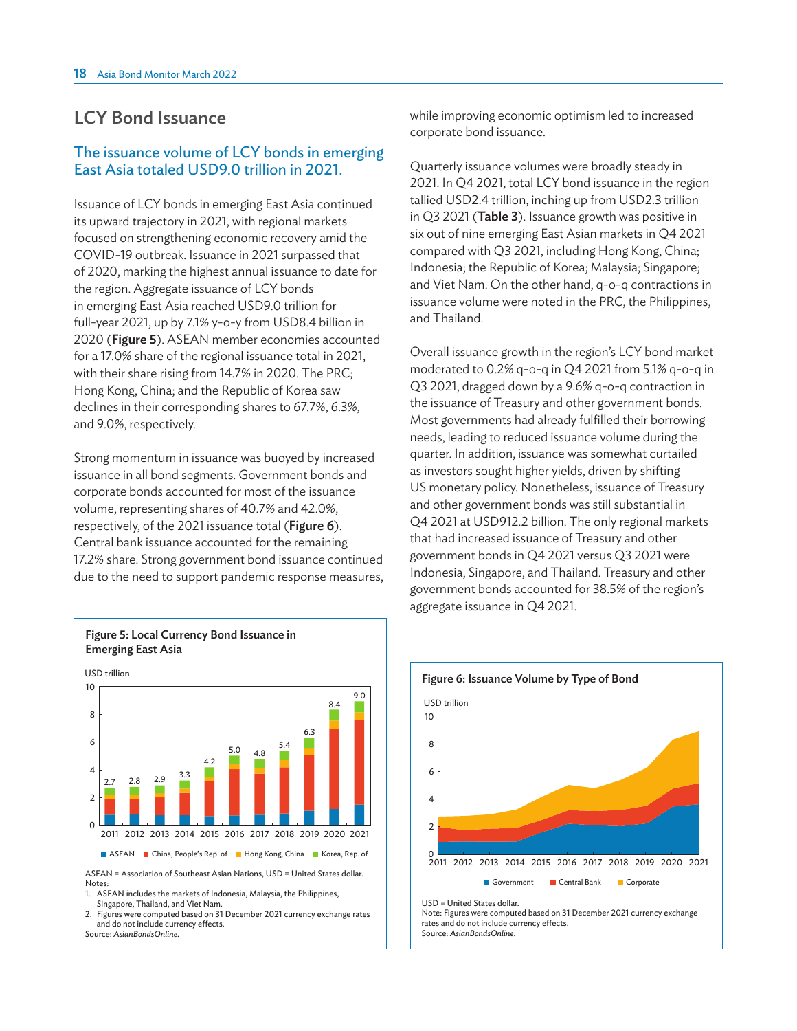## LCY Bond Issuance

### The issuance volume of LCY bonds in emerging East Asia totaled USD9.0 trillion in 2021.

Issuance of LCY bonds in emerging East Asia continued its upward trajectory in 2021, with regional markets focused on strengthening economic recovery amid the COVID-19 outbreak. Issuance in 2021 surpassed that of 2020, marking the highest annual issuance to date for the region. Aggregate issuance of LCY bonds in emerging East Asia reached USD9.0 trillion for full-year 2021, up by 7.1% y-o-y from USD8.4 billion in 2020 (**Figure 5**). ASEAN member economies accounted for a 17.0% share of the regional issuance total in 2021, with their share rising from 14.7% in 2020. The PRC; Hong Kong, China; and the Republic of Korea saw declines in their corresponding shares to 67.7%, 6.3%, and 9.0%, respectively.

Strong momentum in issuance was buoyed by increased issuance in all bond segments. Government bonds and corporate bonds accounted for most of the issuance volume, representing shares of 40.7% and 42.0%, respectively, of the 2021 issuance total (**Figure 6**). Central bank issuance accounted for the remaining 17.2% share. Strong government bond issuance continued due to the need to support pandemic response measures, while improving economic optimism led to increased corporate bond issuance.

Quarterly issuance volumes were broadly steady in 2021. In Q4 2021, total LCY bond issuance in the region tallied USD2.4 trillion, inching up from USD2.3 trillion in Q3 2021 (**Table 3**). Issuance growth was positive in six out of nine emerging East Asian markets in Q4 2021 compared with Q3 2021, including Hong Kong, China; Indonesia; the Republic of Korea; Malaysia; Singapore; and Viet Nam. On the other hand, q-o-q contractions in issuance volume were noted in the PRC, the Philippines, and Thailand.

Overall issuance growth in the region's LCY bond market moderated to 0.2% q-o-q in Q4 2021 from 5.1% q-o-q in Q3 2021, dragged down by a 9.6% q-o-q contraction in the issuance of Treasury and other government bonds. Most governments had already fulfilled their borrowing needs, leading to reduced issuance volume during the quarter. In addition, issuance was somewhat curtailed as investors sought higher yields, driven by shifting US monetary policy. Nonetheless, issuance of Treasury and other government bonds was still substantial in Q4 2021 at USD912.2 billion. The only regional markets that had increased issuance of Treasury and other government bonds in Q4 2021 versus Q3 2021 were Indonesia, Singapore, and Thailand. Treasury and other government bonds accounted for 38.5% of the region's aggregate issuance in Q4 2021.

**Figure 5: Local Currency Bond Issuance in Emerging East Asia**

USD trillion

| Year | Total |
|---|---|
| 2011 | 2.7 |
| 2012 | 2.8 |
| 2013 | 2.9 |
| 2014 | 3.3 |
| 2015 | 4.2 |
| 2016 | 5.0 |
| 2017 | 4.8 |
| 2018 | 5.4 |
| 2019 | 6.3 |
| 2020 | 8.4 |
| 2021 | 9.0 |

ASEAN; China, People's Rep. of; Hong Kong, China; Korea, Rep. of

ASEAN = Association of Southeast Asian Nations, USD = United States dollar.

Notes:
1. ASEAN includes the markets of Indonesia, Malaysia, the Philippines, Singapore, Thailand, and Viet Nam.
2. Figures were computed based on 31 December 2021 currency exchange rates and do not include currency effects.

Source: *AsianBondsOnline*.

**Figure 6: Issuance Volume by Type of Bond**

USD trillion

Government; Central Bank; Corporate

USD = United States dollar.

Note: Figures were computed based on 31 December 2021 currency exchange rates and do not include currency effects.

Source: *AsianBondsOnline*.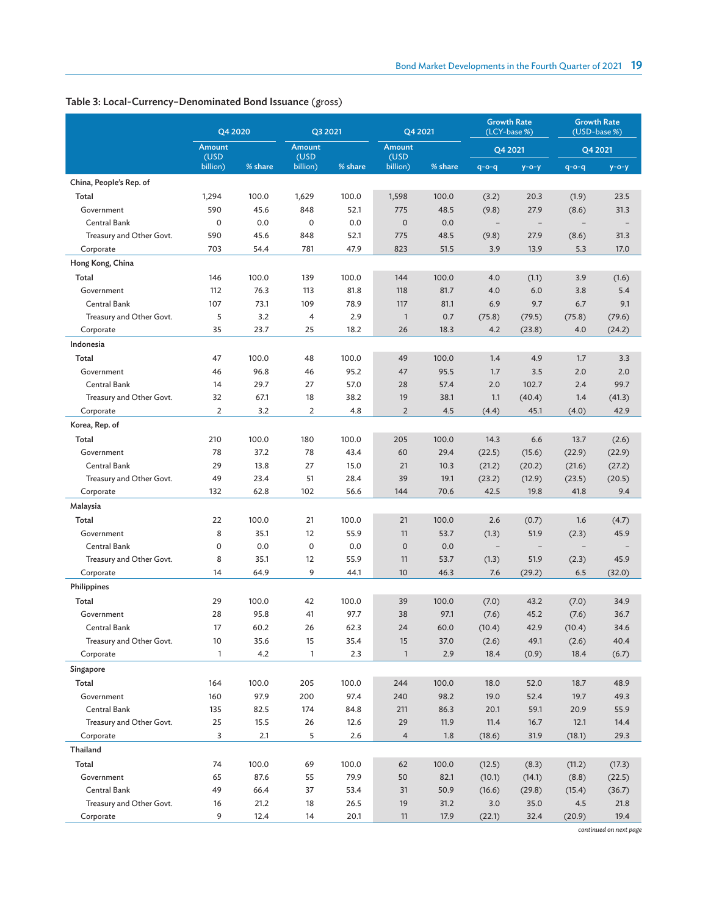**Table 3: Local-Currency–Denominated Bond Issuance** (gross)

| | Q4 2020 | | Q3 2021 | | Q4 2021 | | Growth Rate (LCY-base %) | | Growth Rate (USD-base %) | |
|---|---|---|---|---|---|---|---|---|---|---|
| | | | | | | | Q4 2021 | | Q4 2021 | |
| | Amount (USD billion) | % share | Amount (USD billion) | % share | Amount (USD billion) | % share | q-o-q | y-o-y | q-o-q | y-o-y |
| **China, People's Rep. of** | | | | | | | | | | |
| Total | 1,294 | 100.0 | 1,629 | 100.0 | 1,598 | 100.0 | (3.2) | 20.3 | (1.9) | 23.5 |
| Government | 590 | 45.6 | 848 | 52.1 | 775 | 48.5 | (9.8) | 27.9 | (8.6) | 31.3 |
| Central Bank | 0 | 0.0 | 0 | 0.0 | 0 | 0.0 | – | – | – | – |
| Treasury and Other Govt. | 590 | 45.6 | 848 | 52.1 | 775 | 48.5 | (9.8) | 27.9 | (8.6) | 31.3 |
| Corporate | 703 | 54.4 | 781 | 47.9 | 823 | 51.5 | 3.9 | 13.9 | 5.3 | 17.0 |
| **Hong Kong, China** | | | | | | | | | | |
| Total | 146 | 100.0 | 139 | 100.0 | 144 | 100.0 | 4.0 | (1.1) | 3.9 | (1.6) |
| Government | 112 | 76.3 | 113 | 81.8 | 118 | 81.7 | 4.0 | 6.0 | 3.8 | 5.4 |
| Central Bank | 107 | 73.1 | 109 | 78.9 | 117 | 81.1 | 6.9 | 9.7 | 6.7 | 9.1 |
| Treasury and Other Govt. | 5 | 3.2 | 4 | 2.9 | 1 | 0.7 | (75.8) | (79.5) | (75.8) | (79.6) |
| Corporate | 35 | 23.7 | 25 | 18.2 | 26 | 18.3 | 4.2 | (23.8) | 4.0 | (24.2) |
| **Indonesia** | | | | | | | | | | |
| Total | 47 | 100.0 | 48 | 100.0 | 49 | 100.0 | 1.4 | 4.9 | 1.7 | 3.3 |
| Government | 46 | 96.8 | 46 | 95.2 | 47 | 95.5 | 1.7 | 3.5 | 2.0 | 2.0 |
| Central Bank | 14 | 29.7 | 27 | 57.0 | 28 | 57.4 | 2.0 | 102.7 | 2.4 | 99.7 |
| Treasury and Other Govt. | 32 | 67.1 | 18 | 38.2 | 19 | 38.1 | 1.1 | (40.4) | 1.4 | (41.3) |
| Corporate | 2 | 3.2 | 2 | 4.8 | 2 | 4.5 | (4.4) | 45.1 | (4.0) | 42.9 |
| **Korea, Rep. of** | | | | | | | | | | |
| Total | 210 | 100.0 | 180 | 100.0 | 205 | 100.0 | 14.3 | 6.6 | 13.7 | (2.6) |
| Government | 78 | 37.2 | 78 | 43.4 | 60 | 29.4 | (22.5) | (15.6) | (22.9) | (22.9) |
| Central Bank | 29 | 13.8 | 27 | 15.0 | 21 | 10.3 | (21.2) | (20.2) | (21.6) | (27.2) |
| Treasury and Other Govt. | 49 | 23.4 | 51 | 28.4 | 39 | 19.1 | (23.2) | (12.9) | (23.5) | (20.5) |
| Corporate | 132 | 62.8 | 102 | 56.6 | 144 | 70.6 | 42.5 | 19.8 | 41.8 | 9.4 |
| **Malaysia** | | | | | | | | | | |
| Total | 22 | 100.0 | 21 | 100.0 | 21 | 100.0 | 2.6 | (0.7) | 1.6 | (4.7) |
| Government | 8 | 35.1 | 12 | 55.9 | 11 | 53.7 | (1.3) | 51.9 | (2.3) | 45.9 |
| Central Bank | 0 | 0.0 | 0 | 0.0 | 0 | 0.0 | – | – | – | – |
| Treasury and Other Govt. | 8 | 35.1 | 12 | 55.9 | 11 | 53.7 | (1.3) | 51.9 | (2.3) | 45.9 |
| Corporate | 14 | 64.9 | 9 | 44.1 | 10 | 46.3 | 7.6 | (29.2) | 6.5 | (32.0) |
| **Philippines** | | | | | | | | | | |
| Total | 29 | 100.0 | 42 | 100.0 | 39 | 100.0 | (7.0) | 43.2 | (7.0) | 34.9 |
| Government | 28 | 95.8 | 41 | 97.7 | 38 | 97.1 | (7.6) | 45.2 | (7.6) | 36.7 |
| Central Bank | 17 | 60.2 | 26 | 62.3 | 24 | 60.0 | (10.4) | 42.9 | (10.4) | 34.6 |
| Treasury and Other Govt. | 10 | 35.6 | 15 | 35.4 | 15 | 37.0 | (2.6) | 49.1 | (2.6) | 40.4 |
| Corporate | 1 | 4.2 | 1 | 2.3 | 1 | 2.9 | 18.4 | (0.9) | 18.4 | (6.7) |
| **Singapore** | | | | | | | | | | |
| Total | 164 | 100.0 | 205 | 100.0 | 244 | 100.0 | 18.0 | 52.0 | 18.7 | 48.9 |
| Government | 160 | 97.9 | 200 | 97.4 | 240 | 98.2 | 19.0 | 52.4 | 19.7 | 49.3 |
| Central Bank | 135 | 82.5 | 174 | 84.8 | 211 | 86.3 | 20.1 | 59.1 | 20.9 | 55.9 |
| Treasury and Other Govt. | 25 | 15.5 | 26 | 12.6 | 29 | 11.9 | 11.4 | 16.7 | 12.1 | 14.4 |
| Corporate | 3 | 2.1 | 5 | 2.6 | 4 | 1.8 | (18.6) | 31.9 | (18.1) | 29.3 |
| **Thailand** | | | | | | | | | | |
| Total | 74 | 100.0 | 69 | 100.0 | 62 | 100.0 | (12.5) | (8.3) | (11.2) | (17.3) |
| Government | 65 | 87.6 | 55 | 79.9 | 50 | 82.1 | (10.1) | (14.1) | (8.8) | (22.5) |
| Central Bank | 49 | 66.4 | 37 | 53.4 | 31 | 50.9 | (16.6) | (29.8) | (15.4) | (36.7) |
| Treasury and Other Govt. | 16 | 21.2 | 18 | 26.5 | 19 | 31.2 | 3.0 | 35.0 | 4.5 | 21.8 |
| Corporate | 9 | 12.4 | 14 | 20.1 | 11 | 17.9 | (22.1) | 32.4 | (20.9) | 19.4 |

*continued on next page*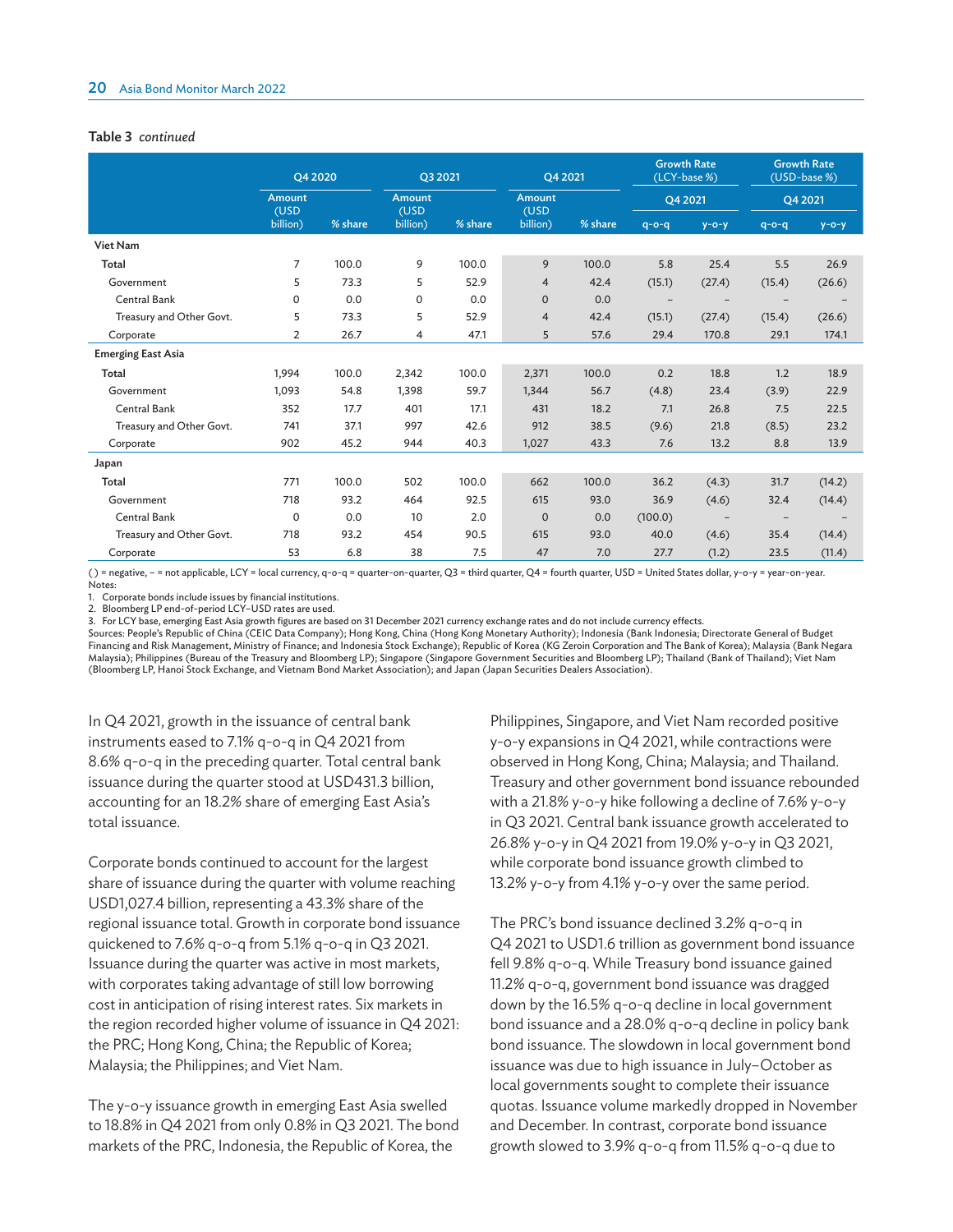**Table 3** *continued*

| | Q4 2020 | | Q3 2021 | | Q4 2021 | | Growth Rate (LCY-base %) | | Growth Rate (USD-base %) | |
|---|---|---|---|---|---|---|---|---|---|---|
| | | | | | | | Q4 2021 | | Q4 2021 | |
| | Amount (USD billion) | % share | Amount (USD billion) | % share | Amount (USD billion) | % share | q-o-q | y-o-y | q-o-q | y-o-y |
| **Viet Nam** | | | | | | | | | | |
| Total | 7 | 100.0 | 9 | 100.0 | 9 | 100.0 | 5.8 | 25.4 | 5.5 | 26.9 |
| Government | 5 | 73.3 | 5 | 52.9 | 4 | 42.4 | (15.1) | (27.4) | (15.4) | (26.6) |
| Central Bank | 0 | 0.0 | 0 | 0.0 | 0 | 0.0 | – | – | – | – |
| Treasury and Other Govt. | 5 | 73.3 | 5 | 52.9 | 4 | 42.4 | (15.1) | (27.4) | (15.4) | (26.6) |
| Corporate | 2 | 26.7 | 4 | 47.1 | 5 | 57.6 | 29.4 | 170.8 | 29.1 | 174.1 |
| **Emerging East Asia** | | | | | | | | | | |
| Total | 1,994 | 100.0 | 2,342 | 100.0 | 2,371 | 100.0 | 0.2 | 18.8 | 1.2 | 18.9 |
| Government | 1,093 | 54.8 | 1,398 | 59.7 | 1,344 | 56.7 | (4.8) | 23.4 | (3.9) | 22.9 |
| Central Bank | 352 | 17.7 | 401 | 17.1 | 431 | 18.2 | 7.1 | 26.8 | 7.5 | 22.5 |
| Treasury and Other Govt. | 741 | 37.1 | 997 | 42.6 | 912 | 38.5 | (9.6) | 21.8 | (8.5) | 23.2 |
| Corporate | 902 | 45.2 | 944 | 40.3 | 1,027 | 43.3 | 7.6 | 13.2 | 8.8 | 13.9 |
| **Japan** | | | | | | | | | | |
| Total | 771 | 100.0 | 502 | 100.0 | 662 | 100.0 | 36.2 | (4.3) | 31.7 | (14.2) |
| Government | 718 | 93.2 | 464 | 92.5 | 615 | 93.0 | 36.9 | (4.6) | 32.4 | (14.4) |
| Central Bank | 0 | 0.0 | 10 | 2.0 | 0 | 0.0 | (100.0) | – | – | – |
| Treasury and Other Govt. | 718 | 93.2 | 454 | 90.5 | 615 | 93.0 | 40.0 | (4.6) | 35.4 | (14.4) |
| Corporate | 53 | 6.8 | 38 | 7.5 | 47 | 7.0 | 27.7 | (1.2) | 23.5 | (11.4) |

( ) = negative, – = not applicable, LCY = local currency, q-o-q = quarter-on-quarter, Q3 = third quarter, Q4 = fourth quarter, USD = United States dollar, y-o-y = year-on-year.

Notes:
1. Corporate bonds include issues by financial institutions.
2. Bloomberg LP end-of-period LCY–USD rates are used.
3. For LCY base, emerging East Asia growth figures are based on 31 December 2021 currency exchange rates and do not include currency effects.

Sources: People's Republic of China (CEIC Data Company); Hong Kong, China (Hong Kong Monetary Authority); Indonesia (Bank Indonesia; Directorate General of Budget Financing and Risk Management, Ministry of Finance; and Indonesia Stock Exchange); Republic of Korea (KG Zeroin Corporation and The Bank of Korea); Malaysia (Bank Negara Malaysia); Philippines (Bureau of the Treasury and Bloomberg LP); Singapore (Singapore Government Securities and Bloomberg LP); Thailand (Bank of Thailand); Viet Nam (Bloomberg LP, Hanoi Stock Exchange, and Vietnam Bond Market Association); and Japan (Japan Securities Dealers Association).

In Q4 2021, growth in the issuance of central bank instruments eased to 7.1% q-o-q in Q4 2021 from 8.6% q-o-q in the preceding quarter. Total central bank issuance during the quarter stood at USD431.3 billion, accounting for an 18.2% share of emerging East Asia's total issuance.

Corporate bonds continued to account for the largest share of issuance during the quarter with volume reaching USD1,027.4 billion, representing a 43.3% share of the regional issuance total. Growth in corporate bond issuance quickened to 7.6% q-o-q from 5.1% q-o-q in Q3 2021. Issuance during the quarter was active in most markets, with corporates taking advantage of still low borrowing cost in anticipation of rising interest rates. Six markets in the region recorded higher volume of issuance in Q4 2021: the PRC; Hong Kong, China; the Republic of Korea; Malaysia; the Philippines; and Viet Nam.

The y-o-y issuance growth in emerging East Asia swelled to 18.8% in Q4 2021 from only 0.8% in Q3 2021. The bond markets of the PRC, Indonesia, the Republic of Korea, the Philippines, Singapore, and Viet Nam recorded positive y-o-y expansions in Q4 2021, while contractions were observed in Hong Kong, China; Malaysia; and Thailand. Treasury and other government bond issuance rebounded with a 21.8% y-o-y hike following a decline of 7.6% y-o-y in Q3 2021. Central bank issuance growth accelerated to 26.8% y-o-y in Q4 2021 from 19.0% y-o-y in Q3 2021, while corporate bond issuance growth climbed to 13.2% y-o-y from 4.1% y-o-y over the same period.

The PRC's bond issuance declined 3.2% q-o-q in Q4 2021 to USD1.6 trillion as government bond issuance fell 9.8% q-o-q. While Treasury bond issuance gained 11.2% q-o-q, government bond issuance was dragged down by the 16.5% q-o-q decline in local government bond issuance and a 28.0% q-o-q decline in policy bank bond issuance. The slowdown in local government bond issuance was due to high issuance in July–October as local governments sought to complete their issuance quotas. Issuance volume markedly dropped in November and December. In contrast, corporate bond issuance growth slowed to 3.9% q-o-q from 11.5% q-o-q due to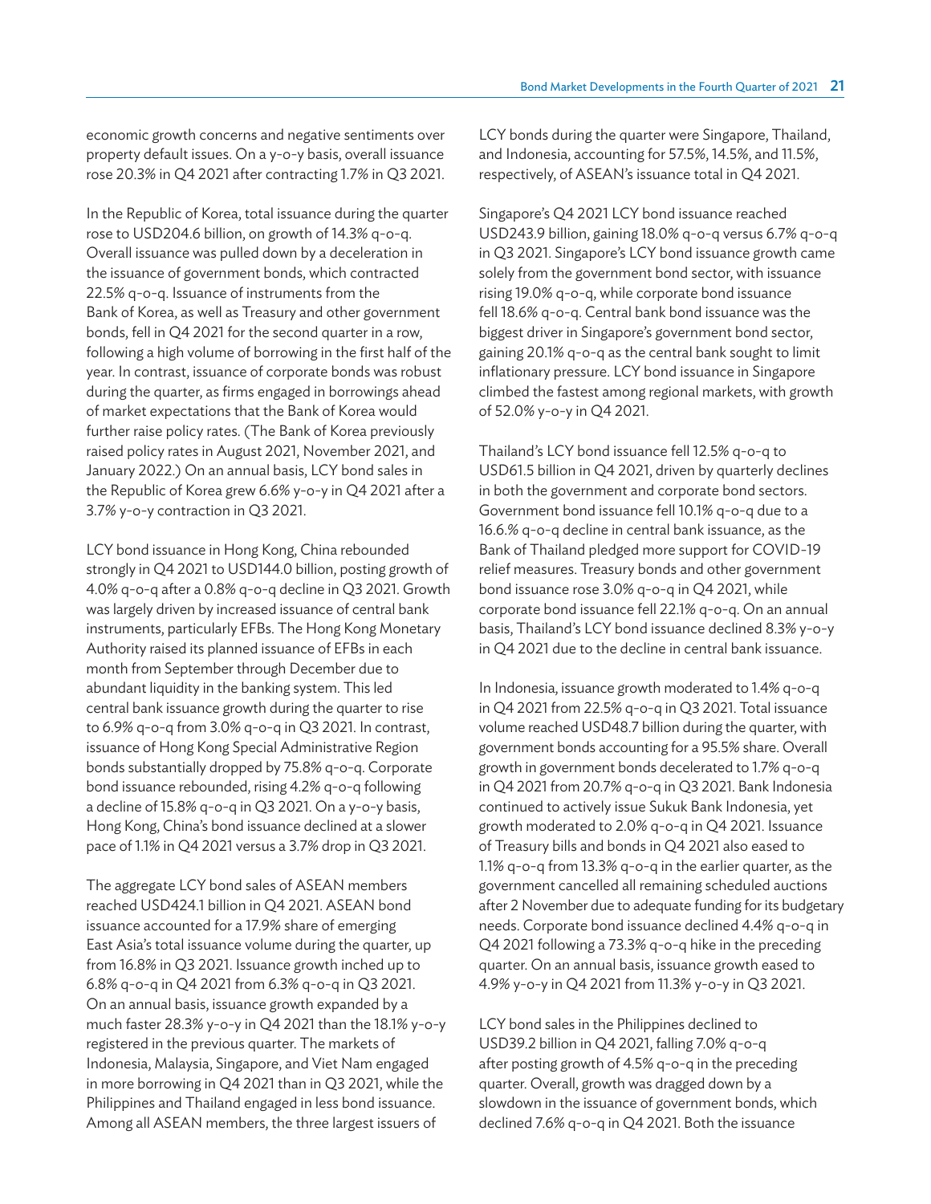economic growth concerns and negative sentiments over property default issues. On a y-o-y basis, overall issuance rose 20.3% in Q4 2021 after contracting 1.7% in Q3 2021.

In the Republic of Korea, total issuance during the quarter rose to USD204.6 billion, on growth of 14.3% q-o-q. Overall issuance was pulled down by a deceleration in the issuance of government bonds, which contracted 22.5% q-o-q. Issuance of instruments from the Bank of Korea, as well as Treasury and other government bonds, fell in Q4 2021 for the second quarter in a row, following a high volume of borrowing in the first half of the year. In contrast, issuance of corporate bonds was robust during the quarter, as firms engaged in borrowings ahead of market expectations that the Bank of Korea would further raise policy rates. (The Bank of Korea previously raised policy rates in August 2021, November 2021, and January 2022.) On an annual basis, LCY bond sales in the Republic of Korea grew 6.6% y-o-y in Q4 2021 after a 3.7% y-o-y contraction in Q3 2021.

LCY bond issuance in Hong Kong, China rebounded strongly in Q4 2021 to USD144.0 billion, posting growth of 4.0% q-o-q after a 0.8% q-o-q decline in Q3 2021. Growth was largely driven by increased issuance of central bank instruments, particularly EFBs. The Hong Kong Monetary Authority raised its planned issuance of EFBs in each month from September through December due to abundant liquidity in the banking system. This led central bank issuance growth during the quarter to rise to 6.9% q-o-q from 3.0% q-o-q in Q3 2021. In contrast, issuance of Hong Kong Special Administrative Region bonds substantially dropped by 75.8% q-o-q. Corporate bond issuance rebounded, rising 4.2% q-o-q following a decline of 15.8% q-o-q in Q3 2021. On a y-o-y basis, Hong Kong, China's bond issuance declined at a slower pace of 1.1% in Q4 2021 versus a 3.7% drop in Q3 2021.

The aggregate LCY bond sales of ASEAN members reached USD424.1 billion in Q4 2021. ASEAN bond issuance accounted for a 17.9% share of emerging East Asia's total issuance volume during the quarter, up from 16.8% in Q3 2021. Issuance growth inched up to 6.8% q-o-q in Q4 2021 from 6.3% q-o-q in Q3 2021. On an annual basis, issuance growth expanded by a much faster 28.3% y-o-y in Q4 2021 than the 18.1% y-o-y registered in the previous quarter. The markets of Indonesia, Malaysia, Singapore, and Viet Nam engaged in more borrowing in Q4 2021 than in Q3 2021, while the Philippines and Thailand engaged in less bond issuance. Among all ASEAN members, the three largest issuers of LCY bonds during the quarter were Singapore, Thailand, and Indonesia, accounting for 57.5%, 14.5%, and 11.5%, respectively, of ASEAN's issuance total in Q4 2021.

Singapore's Q4 2021 LCY bond issuance reached USD243.9 billion, gaining 18.0% q-o-q versus 6.7% q-o-q in Q3 2021. Singapore's LCY bond issuance growth came solely from the government bond sector, with issuance rising 19.0% q-o-q, while corporate bond issuance fell 18.6% q-o-q. Central bank bond issuance was the biggest driver in Singapore's government bond sector, gaining 20.1% q-o-q as the central bank sought to limit inflationary pressure. LCY bond issuance in Singapore climbed the fastest among regional markets, with growth of 52.0% y-o-y in Q4 2021.

Thailand's LCY bond issuance fell 12.5% q-o-q to USD61.5 billion in Q4 2021, driven by quarterly declines in both the government and corporate bond sectors. Government bond issuance fell 10.1% q-o-q due to a 16.6.% q-o-q decline in central bank issuance, as the Bank of Thailand pledged more support for COVID-19 relief measures. Treasury bonds and other government bond issuance rose 3.0% q-o-q in Q4 2021, while corporate bond issuance fell 22.1% q-o-q. On an annual basis, Thailand's LCY bond issuance declined 8.3% y-o-y in Q4 2021 due to the decline in central bank issuance.

In Indonesia, issuance growth moderated to 1.4% q-o-q in Q4 2021 from 22.5% q-o-q in Q3 2021. Total issuance volume reached USD48.7 billion during the quarter, with government bonds accounting for a 95.5% share. Overall growth in government bonds decelerated to 1.7% q-o-q in Q4 2021 from 20.7% q-o-q in Q3 2021. Bank Indonesia continued to actively issue Sukuk Bank Indonesia, yet growth moderated to 2.0% q-o-q in Q4 2021. Issuance of Treasury bills and bonds in Q4 2021 also eased to 1.1% q-o-q from 13.3% q-o-q in the earlier quarter, as the government cancelled all remaining scheduled auctions after 2 November due to adequate funding for its budgetary needs. Corporate bond issuance declined 4.4% q-o-q in Q4 2021 following a 73.3% q-o-q hike in the preceding quarter. On an annual basis, issuance growth eased to 4.9% y-o-y in Q4 2021 from 11.3% y-o-y in Q3 2021.

LCY bond sales in the Philippines declined to USD39.2 billion in Q4 2021, falling 7.0% q-o-q after posting growth of 4.5% q-o-q in the preceding quarter. Overall, growth was dragged down by a slowdown in the issuance of government bonds, which declined 7.6% q-o-q in Q4 2021. Both the issuance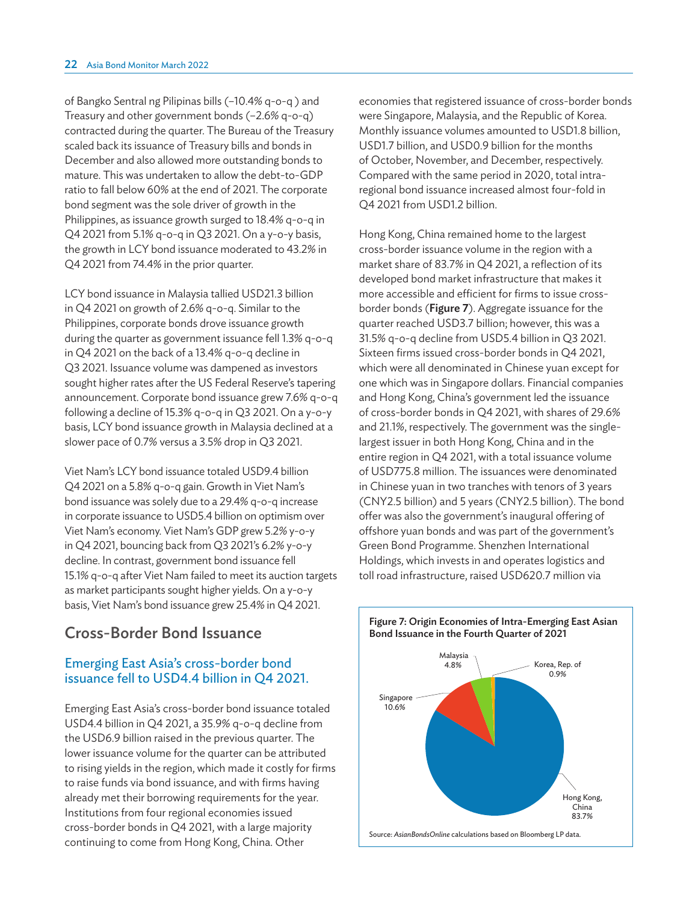of Bangko Sentral ng Pilipinas bills (–10.4% q-o-q ) and Treasury and other government bonds (–2.6% q-o-q) contracted during the quarter. The Bureau of the Treasury scaled back its issuance of Treasury bills and bonds in December and also allowed more outstanding bonds to mature. This was undertaken to allow the debt-to-GDP ratio to fall below 60% at the end of 2021. The corporate bond segment was the sole driver of growth in the Philippines, as issuance growth surged to 18.4% q-o-q in Q4 2021 from 5.1% q-o-q in Q3 2021. On a y-o-y basis, the growth in LCY bond issuance moderated to 43.2% in Q4 2021 from 74.4% in the prior quarter.

LCY bond issuance in Malaysia tallied USD21.3 billion in Q4 2021 on growth of 2.6% q-o-q. Similar to the Philippines, corporate bonds drove issuance growth during the quarter as government issuance fell 1.3% q-o-q in Q4 2021 on the back of a 13.4% q-o-q decline in Q3 2021. Issuance volume was dampened as investors sought higher rates after the US Federal Reserve's tapering announcement. Corporate bond issuance grew 7.6% q-o-q following a decline of 15.3% q-o-q in Q3 2021. On a y-o-y basis, LCY bond issuance growth in Malaysia declined at a slower pace of 0.7% versus a 3.5% drop in Q3 2021.

Viet Nam's LCY bond issuance totaled USD9.4 billion Q4 2021 on a 5.8% q-o-q gain. Growth in Viet Nam's bond issuance was solely due to a 29.4% q-o-q increase in corporate issuance to USD5.4 billion on optimism over Viet Nam's economy. Viet Nam's GDP grew 5.2% y-o-y in Q4 2021, bouncing back from Q3 2021's 6.2% y-o-y decline. In contrast, government bond issuance fell 15.1% q-o-q after Viet Nam failed to meet its auction targets as market participants sought higher yields. On a y-o-y basis, Viet Nam's bond issuance grew 25.4% in Q4 2021.

## Cross-Border Bond Issuance

### Emerging East Asia's cross-border bond issuance fell to USD4.4 billion in Q4 2021.

Emerging East Asia's cross-border bond issuance totaled USD4.4 billion in Q4 2021, a 35.9% q-o-q decline from the USD6.9 billion raised in the previous quarter. The lower issuance volume for the quarter can be attributed to rising yields in the region, which made it costly for firms to raise funds via bond issuance, and with firms having already met their borrowing requirements for the year. Institutions from four regional economies issued cross-border bonds in Q4 2021, with a large majority continuing to come from Hong Kong, China. Other economies that registered issuance of cross-border bonds were Singapore, Malaysia, and the Republic of Korea. Monthly issuance volumes amounted to USD1.8 billion, USD1.7 billion, and USD0.9 billion for the months of October, November, and December, respectively. Compared with the same period in 2020, total intra-regional bond issuance increased almost four-fold in Q4 2021 from USD1.2 billion.

Hong Kong, China remained home to the largest cross-border issuance volume in the region with a market share of 83.7% in Q4 2021, a reflection of its developed bond market infrastructure that makes it more accessible and efficient for firms to issue cross-border bonds (**Figure 7**). Aggregate issuance for the quarter reached USD3.7 billion; however, this was a 31.5% q-o-q decline from USD5.4 billion in Q3 2021. Sixteen firms issued cross-border bonds in Q4 2021, which were all denominated in Chinese yuan except for one which was in Singapore dollars. Financial companies and Hong Kong, China's government led the issuance of cross-border bonds in Q4 2021, with shares of 29.6% and 21.1%, respectively. The government was the single-largest issuer in both Hong Kong, China and in the entire region in Q4 2021, with a total issuance volume of USD775.8 million. The issuances were denominated in Chinese yuan in two tranches with tenors of 3 years (CNY2.5 billion) and 5 years (CNY2.5 billion). The bond offer was also the government's inaugural offering of offshore yuan bonds and was part of the government's Green Bond Programme. Shenzhen International Holdings, which invests in and operates logistics and toll road infrastructure, raised USD620.7 million via

**Figure 7: Origin Economies of Intra-Emerging East Asian Bond Issuance in the Fourth Quarter of 2021**

| Economy | Share |
|---|---|
| Hong Kong, China | 83.7% |
| Singapore | 10.6% |
| Malaysia | 4.8% |
| Korea, Rep. of | 0.9% |

Source: *AsianBondsOnline* calculations based on Bloomberg LP data.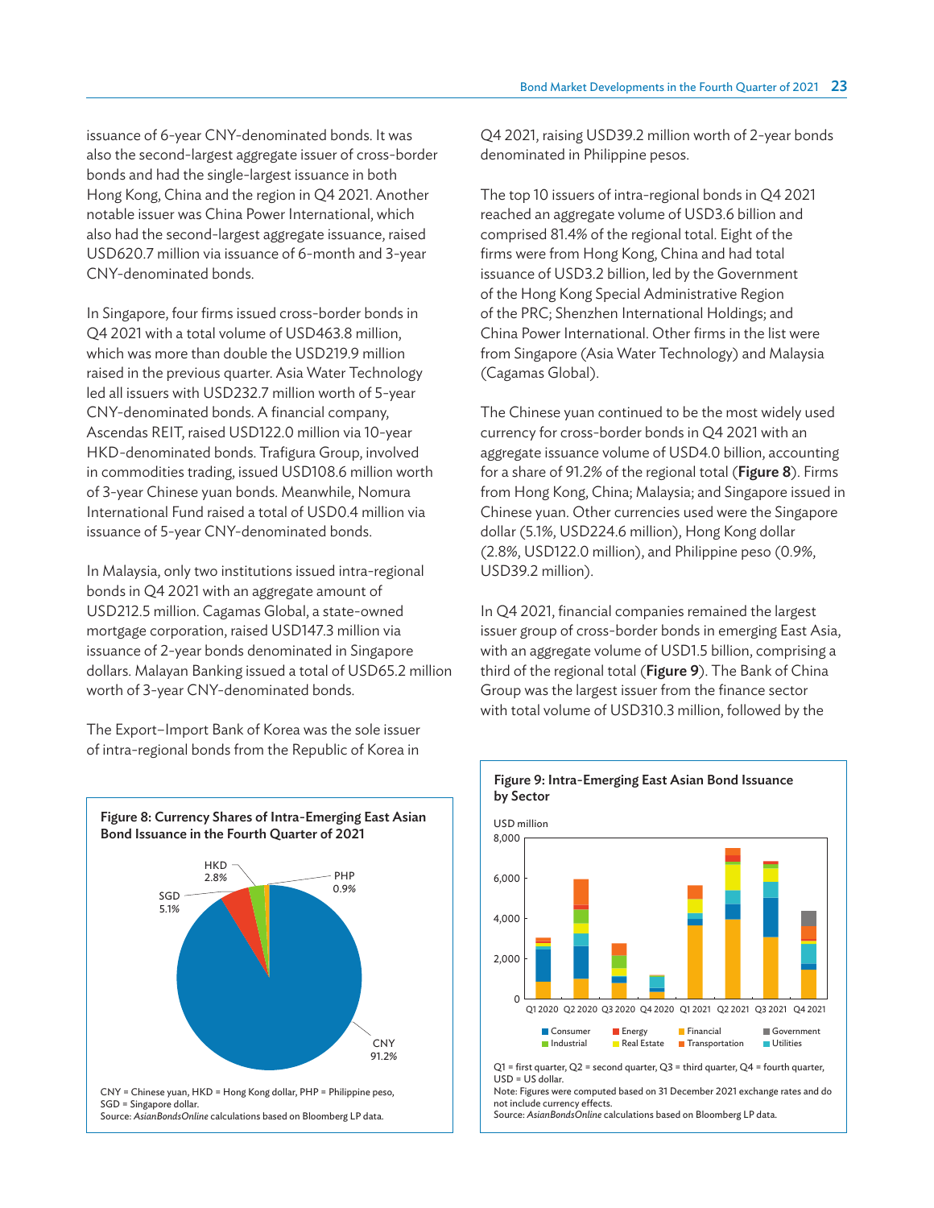issuance of 6-year CNY-denominated bonds. It was also the second-largest aggregate issuer of cross-border bonds and had the single-largest issuance in both Hong Kong, China and the region in Q4 2021. Another notable issuer was China Power International, which also had the second-largest aggregate issuance, raised USD620.7 million via issuance of 6-month and 3-year CNY-denominated bonds.

In Singapore, four firms issued cross-border bonds in Q4 2021 with a total volume of USD463.8 million, which was more than double the USD219.9 million raised in the previous quarter. Asia Water Technology led all issuers with USD232.7 million worth of 5-year CNY-denominated bonds. A financial company, Ascendas REIT, raised USD122.0 million via 10-year HKD-denominated bonds. Trafigura Group, involved in commodities trading, issued USD108.6 million worth of 3-year Chinese yuan bonds. Meanwhile, Nomura International Fund raised a total of USD0.4 million via issuance of 5-year CNY-denominated bonds.

In Malaysia, only two institutions issued intra-regional bonds in Q4 2021 with an aggregate amount of USD212.5 million. Cagamas Global, a state-owned mortgage corporation, raised USD147.3 million via issuance of 2-year bonds denominated in Singapore dollars. Malayan Banking issued a total of USD65.2 million worth of 3-year CNY-denominated bonds.

The Export–Import Bank of Korea was the sole issuer of intra-regional bonds from the Republic of Korea in Q4 2021, raising USD39.2 million worth of 2-year bonds denominated in Philippine pesos.

The top 10 issuers of intra-regional bonds in Q4 2021 reached an aggregate volume of USD3.6 billion and comprised 81.4% of the regional total. Eight of the firms were from Hong Kong, China and had total issuance of USD3.2 billion, led by the Government of the Hong Kong Special Administrative Region of the PRC; Shenzhen International Holdings; and China Power International. Other firms in the list were from Singapore (Asia Water Technology) and Malaysia (Cagamas Global).

The Chinese yuan continued to be the most widely used currency for cross-border bonds in Q4 2021 with an aggregate issuance volume of USD4.0 billion, accounting for a share of 91.2% of the regional total (**Figure 8**). Firms from Hong Kong, China; Malaysia; and Singapore issued in Chinese yuan. Other currencies used were the Singapore dollar (5.1%, USD224.6 million), Hong Kong dollar (2.8%, USD122.0 million), and Philippine peso (0.9%, USD39.2 million).

In Q4 2021, financial companies remained the largest issuer group of cross-border bonds in emerging East Asia, with an aggregate volume of USD1.5 billion, comprising a third of the regional total (**Figure 9**). The Bank of China Group was the largest issuer from the finance sector with total volume of USD310.3 million, followed by the

**Figure 8: Currency Shares of Intra-Emerging East Asian Bond Issuance in the Fourth Quarter of 2021**

| Currency | Share |
|---|---|
| CNY | 91.2% |
| SGD | 5.1% |
| HKD | 2.8% |
| PHP | 0.9% |

CNY = Chinese yuan, HKD = Hong Kong dollar, PHP = Philippine peso, SGD = Singapore dollar.
Source: *AsianBondsOnline* calculations based on Bloomberg LP data.

**Figure 9: Intra-Emerging East Asian Bond Issuance by Sector**

Q1 = first quarter, Q2 = second quarter, Q3 = third quarter, Q4 = fourth quarter, USD = US dollar.
Note: Figures were computed based on 31 December 2021 exchange rates and do not include currency effects.
Source: *AsianBondsOnline* calculations based on Bloomberg LP data.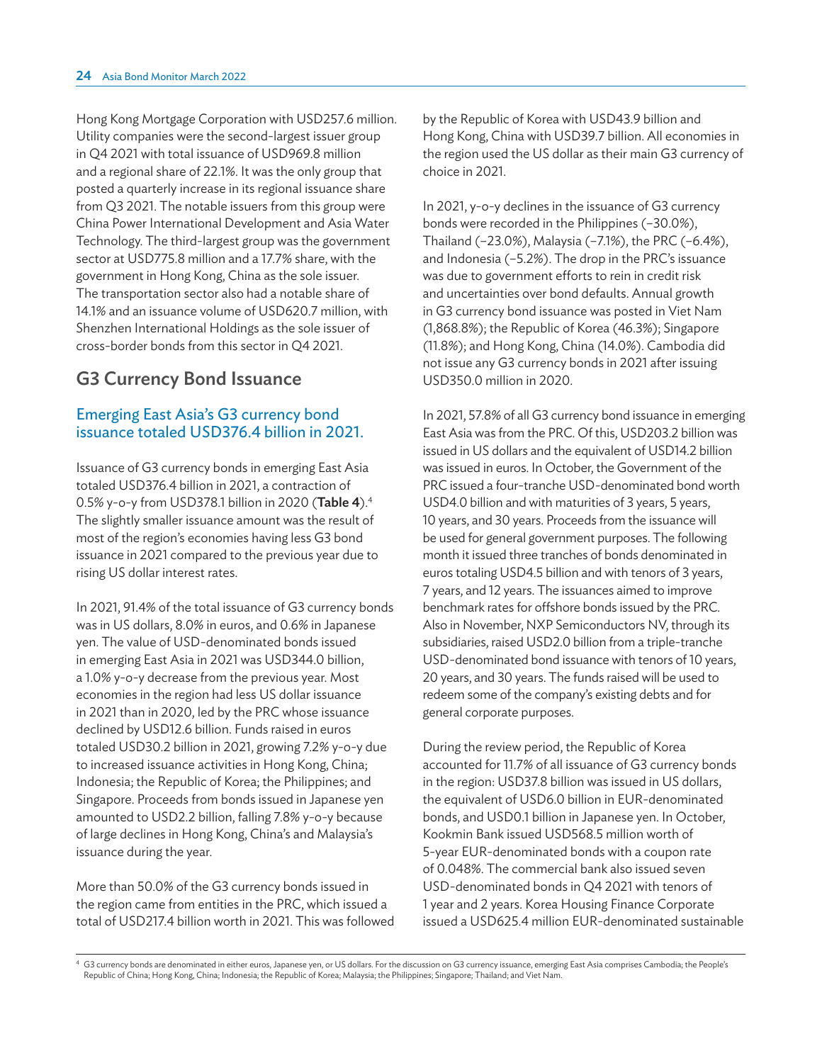Hong Kong Mortgage Corporation with USD257.6 million. Utility companies were the second-largest issuer group in Q4 2021 with total issuance of USD969.8 million and a regional share of 22.1%. It was the only group that posted a quarterly increase in its regional issuance share from Q3 2021. The notable issuers from this group were China Power International Development and Asia Water Technology. The third-largest group was the government sector at USD775.8 million and a 17.7% share, with the government in Hong Kong, China as the sole issuer. The transportation sector also had a notable share of 14.1% and an issuance volume of USD620.7 million, with Shenzhen International Holdings as the sole issuer of cross-border bonds from this sector in Q4 2021.

## G3 Currency Bond Issuance

### Emerging East Asia's G3 currency bond issuance totaled USD376.4 billion in 2021.

Issuance of G3 currency bonds in emerging East Asia totaled USD376.4 billion in 2021, a contraction of 0.5% y-o-y from USD378.1 billion in 2020 (**Table 4**).[4] The slightly smaller issuance amount was the result of most of the region's economies having less G3 bond issuance in 2021 compared to the previous year due to rising US dollar interest rates.

In 2021, 91.4% of the total issuance of G3 currency bonds was in US dollars, 8.0% in euros, and 0.6% in Japanese yen. The value of USD-denominated bonds issued in emerging East Asia in 2021 was USD344.0 billion, a 1.0% y-o-y decrease from the previous year. Most economies in the region had less US dollar issuance in 2021 than in 2020, led by the PRC whose issuance declined by USD12.6 billion. Funds raised in euros totaled USD30.2 billion in 2021, growing 7.2% y-o-y due to increased issuance activities in Hong Kong, China; Indonesia; the Republic of Korea; the Philippines; and Singapore. Proceeds from bonds issued in Japanese yen amounted to USD2.2 billion, falling 7.8% y-o-y because of large declines in Hong Kong, China's and Malaysia's issuance during the year.

More than 50.0% of the G3 currency bonds issued in the region came from entities in the PRC, which issued a total of USD217.4 billion worth in 2021. This was followed by the Republic of Korea with USD43.9 billion and Hong Kong, China with USD39.7 billion. All economies in the region used the US dollar as their main G3 currency of choice in 2021.

In 2021, y-o-y declines in the issuance of G3 currency bonds were recorded in the Philippines (–30.0%), Thailand (–23.0%), Malaysia (–7.1%), the PRC (–6.4%), and Indonesia (–5.2%). The drop in the PRC's issuance was due to government efforts to rein in credit risk and uncertainties over bond defaults. Annual growth in G3 currency bond issuance was posted in Viet Nam (1,868.8%); the Republic of Korea (46.3%); Singapore (11.8%); and Hong Kong, China (14.0%). Cambodia did not issue any G3 currency bonds in 2021 after issuing USD350.0 million in 2020.

In 2021, 57.8% of all G3 currency bond issuance in emerging East Asia was from the PRC. Of this, USD203.2 billion was issued in US dollars and the equivalent of USD14.2 billion was issued in euros. In October, the Government of the PRC issued a four-tranche USD-denominated bond worth USD4.0 billion and with maturities of 3 years, 5 years, 10 years, and 30 years. Proceeds from the issuance will be used for general government purposes. The following month it issued three tranches of bonds denominated in euros totaling USD4.5 billion and with tenors of 3 years, 7 years, and 12 years. The issuances aimed to improve benchmark rates for offshore bonds issued by the PRC. Also in November, NXP Semiconductors NV, through its subsidiaries, raised USD2.0 billion from a triple-tranche USD-denominated bond issuance with tenors of 10 years, 20 years, and 30 years. The funds raised will be used to redeem some of the company's existing debts and for general corporate purposes.

During the review period, the Republic of Korea accounted for 11.7% of all issuance of G3 currency bonds in the region: USD37.8 billion was issued in US dollars, the equivalent of USD6.0 billion in EUR-denominated bonds, and USD0.1 billion in Japanese yen. In October, Kookmin Bank issued USD568.5 million worth of 5-year EUR-denominated bonds with a coupon rate of 0.048%. The commercial bank also issued seven USD-denominated bonds in Q4 2021 with tenors of 1 year and 2 years. Korea Housing Finance Corporate issued a USD625.4 million EUR-denominated sustainable

[4] G3 currency bonds are denominated in either euros, Japanese yen, or US dollars. For the discussion on G3 currency issuance, emerging East Asia comprises Cambodia; the People's Republic of China; Hong Kong, China; Indonesia; the Republic of Korea; Malaysia; the Philippines; Singapore; Thailand; and Viet Nam.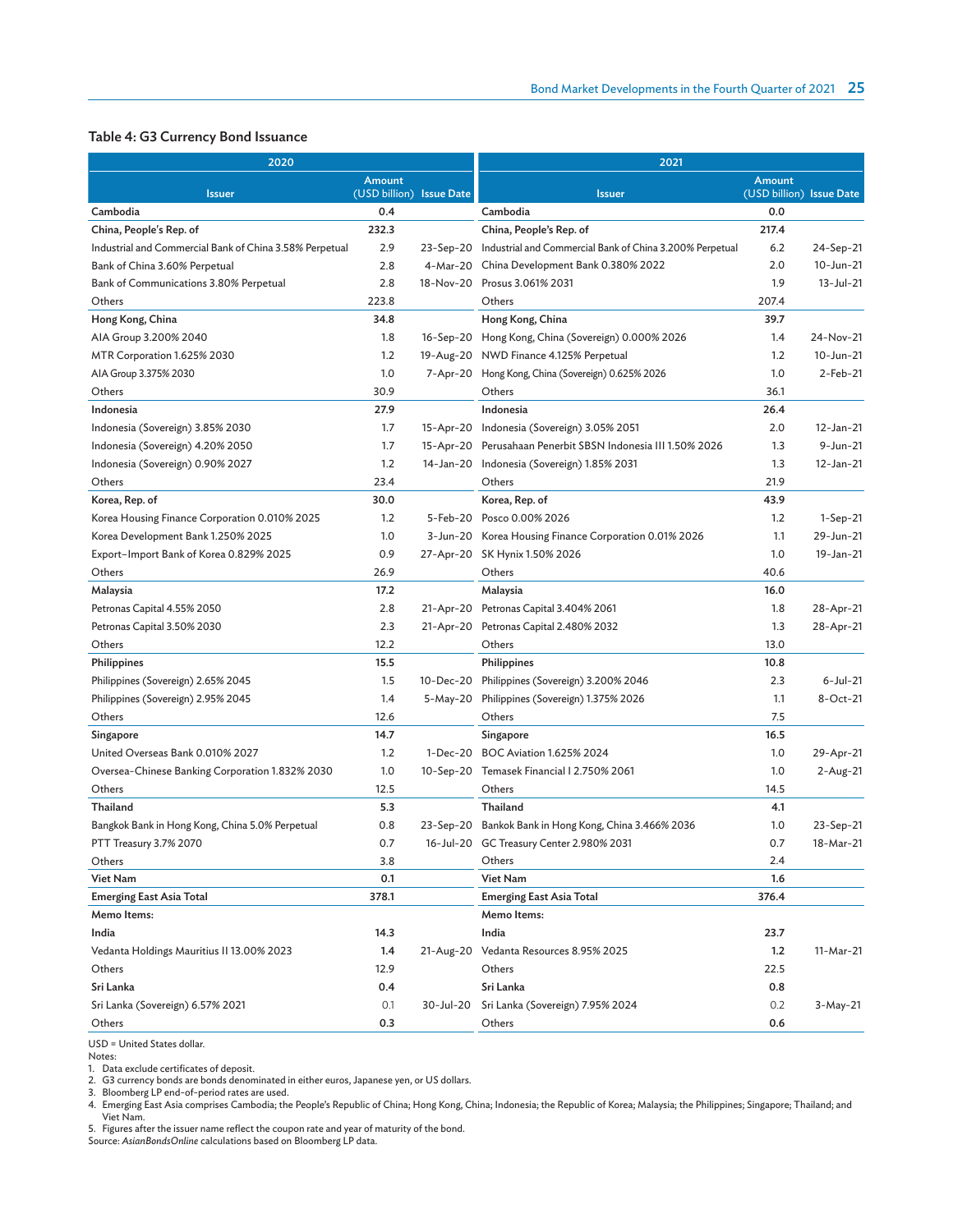**Table 4: G3 Currency Bond Issuance**

| 2020 | | | 2021 | | |
|---|---|---|---|---|---|
| **Issuer** | **Amount (USD billion)** | **Issue Date** | **Issuer** | **Amount (USD billion)** | **Issue Date** |
| **Cambodia** | **0.4** | | **Cambodia** | **0.0** | |
| **China, People's Rep. of** | **232.3** | | **China, People's Rep. of** | **217.4** | |
| Industrial and Commercial Bank of China 3.58% Perpetual | 2.9 | 23-Sep-20 | Industrial and Commercial Bank of China 3.200% Perpetual | 6.2 | 24-Sep-21 |
| Bank of China 3.60% Perpetual | 2.8 | 4-Mar-20 | China Development Bank 0.380% 2022 | 2.0 | 10-Jun-21 |
| Bank of Communications 3.80% Perpetual | 2.8 | 18-Nov-20 | Prosus 3.061% 2031 | 1.9 | 13-Jul-21 |
| Others | 223.8 | | Others | 207.4 | |
| **Hong Kong, China** | **34.8** | | **Hong Kong, China** | **39.7** | |
| AIA Group 3.200% 2040 | 1.8 | 16-Sep-20 | Hong Kong, China (Sovereign) 0.000% 2026 | 1.4 | 24-Nov-21 |
| MTR Corporation 1.625% 2030 | 1.2 | 19-Aug-20 | NWD Finance 4.125% Perpetual | 1.2 | 10-Jun-21 |
| AIA Group 3.375% 2030 | 1.0 | 7-Apr-20 | Hong Kong, China (Sovereign) 0.625% 2026 | 1.0 | 2-Feb-21 |
| Others | 30.9 | | Others | 36.1 | |
| **Indonesia** | **27.9** | | **Indonesia** | **26.4** | |
| Indonesia (Sovereign) 3.85% 2030 | 1.7 | 15-Apr-20 | Indonesia (Sovereign) 3.05% 2051 | 2.0 | 12-Jan-21 |
| Indonesia (Sovereign) 4.20% 2050 | 1.7 | 15-Apr-20 | Perusahaan Penerbit SBSN Indonesia III 1.50% 2026 | 1.3 | 9-Jun-21 |
| Indonesia (Sovereign) 0.90% 2027 | 1.2 | 14-Jan-20 | Indonesia (Sovereign) 1.85% 2031 | 1.3 | 12-Jan-21 |
| Others | 23.4 | | Others | 21.9 | |
| **Korea, Rep. of** | **30.0** | | **Korea, Rep. of** | **43.9** | |
| Korea Housing Finance Corporation 0.010% 2025 | 1.2 | 5-Feb-20 | Posco 0.00% 2026 | 1.2 | 1-Sep-21 |
| Korea Development Bank 1.250% 2025 | 1.0 | 3-Jun-20 | Korea Housing Finance Corporation 0.01% 2026 | 1.1 | 29-Jun-21 |
| Export–Import Bank of Korea 0.829% 2025 | 0.9 | 27-Apr-20 | SK Hynix 1.50% 2026 | 1.0 | 19-Jan-21 |
| Others | 26.9 | | Others | 40.6 | |
| **Malaysia** | **17.2** | | **Malaysia** | **16.0** | |
| Petronas Capital 4.55% 2050 | 2.8 | 21-Apr-20 | Petronas Capital 3.404% 2061 | 1.8 | 28-Apr-21 |
| Petronas Capital 3.50% 2030 | 2.3 | 21-Apr-20 | Petronas Capital 2.480% 2032 | 1.3 | 28-Apr-21 |
| Others | 12.2 | | Others | 13.0 | |
| **Philippines** | **15.5** | | **Philippines** | **10.8** | |
| Philippines (Sovereign) 2.65% 2045 | 1.5 | 10-Dec-20 | Philippines (Sovereign) 3.200% 2046 | 2.3 | 6-Jul-21 |
| Philippines (Sovereign) 2.95% 2045 | 1.4 | 5-May-20 | Philippines (Sovereign) 1.375% 2026 | 1.1 | 8-Oct-21 |
| Others | 12.6 | | Others | 7.5 | |
| **Singapore** | **14.7** | | **Singapore** | **16.5** | |
| United Overseas Bank 0.010% 2027 | 1.2 | 1-Dec-20 | BOC Aviation 1.625% 2024 | 1.0 | 29-Apr-21 |
| Oversea-Chinese Banking Corporation 1.832% 2030 | 1.0 | 10-Sep-20 | Temasek Financial I 2.750% 2061 | 1.0 | 2-Aug-21 |
| Others | 12.5 | | Others | 14.5 | |
| **Thailand** | **5.3** | | **Thailand** | **4.1** | |
| Bangkok Bank in Hong Kong, China 5.0% Perpetual | 0.8 | 23-Sep-20 | Bankok Bank in Hong Kong, China 3.466% 2036 | 1.0 | 23-Sep-21 |
| PTT Treasury 3.7% 2070 | 0.7 | 16-Jul-20 | GC Treasury Center 2.980% 2031 | 0.7 | 18-Mar-21 |
| Others | 3.8 | | Others | 2.4 | |
| **Viet Nam** | **0.1** | | **Viet Nam** | **1.6** | |
| **Emerging East Asia Total** | **378.1** | | **Emerging East Asia Total** | **376.4** | |
| **Memo Items:** | | | **Memo Items:** | | |
| **India** | **14.3** | | **India** | **23.7** | |
| Vedanta Holdings Mauritius II 13.00% 2023 | 1.4 | 21-Aug-20 | Vedanta Resources 8.95% 2025 | 1.2 | 11-Mar-21 |
| Others | 12.9 | | Others | 22.5 | |
| **Sri Lanka** | **0.4** | | **Sri Lanka** | **0.8** | |
| Sri Lanka (Sovereign) 6.57% 2021 | 0.1 | 30-Jul-20 | Sri Lanka (Sovereign) 7.95% 2024 | 0.2 | 3-May-21 |
| Others | 0.3 | | Others | 0.6 | |

USD = United States dollar.
Notes:
1. Data exclude certificates of deposit.
2. G3 currency bonds are bonds denominated in either euros, Japanese yen, or US dollars.
3. Bloomberg LP end-of-period rates are used.
4. Emerging East Asia comprises Cambodia; the People's Republic of China; Hong Kong, China; Indonesia; the Republic of Korea; Malaysia; the Philippines; Singapore; Thailand; and Viet Nam.
5. Figures after the issuer name reflect the coupon rate and year of maturity of the bond.

Source: *AsianBondsOnline* calculations based on Bloomberg LP data.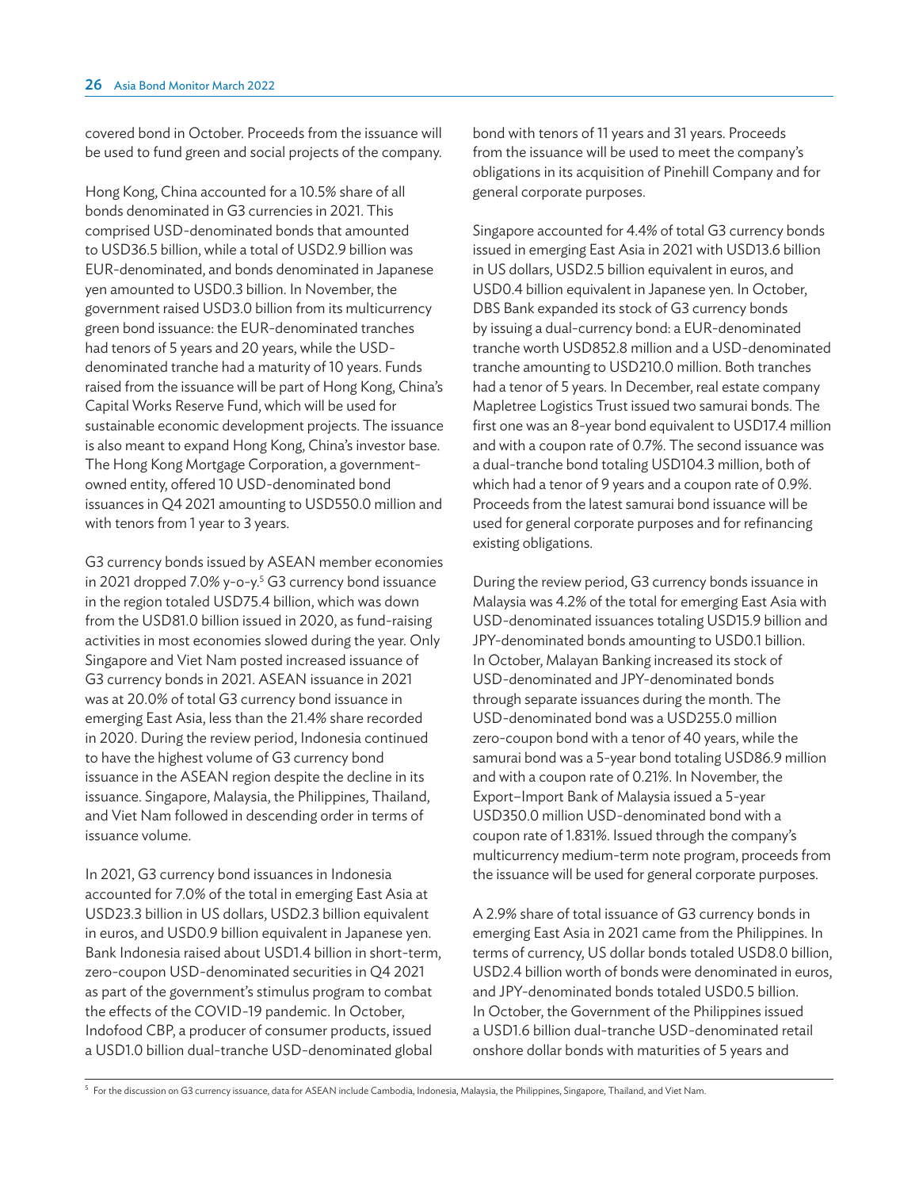covered bond in October. Proceeds from the issuance will be used to fund green and social projects of the company.

Hong Kong, China accounted for a 10.5% share of all bonds denominated in G3 currencies in 2021. This comprised USD-denominated bonds that amounted to USD36.5 billion, while a total of USD2.9 billion was EUR-denominated, and bonds denominated in Japanese yen amounted to USD0.3 billion. In November, the government raised USD3.0 billion from its multicurrency green bond issuance: the EUR-denominated tranches had tenors of 5 years and 20 years, while the USD-denominated tranche had a maturity of 10 years. Funds raised from the issuance will be part of Hong Kong, China's Capital Works Reserve Fund, which will be used for sustainable economic development projects. The issuance is also meant to expand Hong Kong, China's investor base. The Hong Kong Mortgage Corporation, a government-owned entity, offered 10 USD-denominated bond issuances in Q4 2021 amounting to USD550.0 million and with tenors from 1 year to 3 years.

G3 currency bonds issued by ASEAN member economies in 2021 dropped 7.0% y-o-y.[5] G3 currency bond issuance in the region totaled USD75.4 billion, which was down from the USD81.0 billion issued in 2020, as fund-raising activities in most economies slowed during the year. Only Singapore and Viet Nam posted increased issuance of G3 currency bonds in 2021. ASEAN issuance in 2021 was at 20.0% of total G3 currency bond issuance in emerging East Asia, less than the 21.4% share recorded in 2020. During the review period, Indonesia continued to have the highest volume of G3 currency bond issuance in the ASEAN region despite the decline in its issuance. Singapore, Malaysia, the Philippines, Thailand, and Viet Nam followed in descending order in terms of issuance volume.

In 2021, G3 currency bond issuances in Indonesia accounted for 7.0% of the total in emerging East Asia at USD23.3 billion in US dollars, USD2.3 billion equivalent in euros, and USD0.9 billion equivalent in Japanese yen. Bank Indonesia raised about USD1.4 billion in short-term, zero-coupon USD-denominated securities in Q4 2021 as part of the government's stimulus program to combat the effects of the COVID-19 pandemic. In October, Indofood CBP, a producer of consumer products, issued a USD1.0 billion dual-tranche USD-denominated global bond with tenors of 11 years and 31 years. Proceeds from the issuance will be used to meet the company's obligations in its acquisition of Pinehill Company and for general corporate purposes.

Singapore accounted for 4.4% of total G3 currency bonds issued in emerging East Asia in 2021 with USD13.6 billion in US dollars, USD2.5 billion equivalent in euros, and USD0.4 billion equivalent in Japanese yen. In October, DBS Bank expanded its stock of G3 currency bonds by issuing a dual-currency bond: a EUR-denominated tranche worth USD852.8 million and a USD-denominated tranche amounting to USD210.0 million. Both tranches had a tenor of 5 years. In December, real estate company Mapletree Logistics Trust issued two samurai bonds. The first one was an 8-year bond equivalent to USD17.4 million and with a coupon rate of 0.7%. The second issuance was a dual-tranche bond totaling USD104.3 million, both of which had a tenor of 9 years and a coupon rate of 0.9%. Proceeds from the latest samurai bond issuance will be used for general corporate purposes and for refinancing existing obligations.

During the review period, G3 currency bonds issuance in Malaysia was 4.2% of the total for emerging East Asia with USD-denominated issuances totaling USD15.9 billion and JPY-denominated bonds amounting to USD0.1 billion. In October, Malayan Banking increased its stock of USD-denominated and JPY-denominated bonds through separate issuances during the month. The USD-denominated bond was a USD255.0 million zero-coupon bond with a tenor of 40 years, while the samurai bond was a 5-year bond totaling USD86.9 million and with a coupon rate of 0.21%. In November, the Export–Import Bank of Malaysia issued a 5-year USD350.0 million USD-denominated bond with a coupon rate of 1.831%. Issued through the company's multicurrency medium-term note program, proceeds from the issuance will be used for general corporate purposes.

A 2.9% share of total issuance of G3 currency bonds in emerging East Asia in 2021 came from the Philippines. In terms of currency, US dollar bonds totaled USD8.0 billion, USD2.4 billion worth of bonds were denominated in euros, and JPY-denominated bonds totaled USD0.5 billion. In October, the Government of the Philippines issued a USD1.6 billion dual-tranche USD-denominated retail onshore dollar bonds with maturities of 5 years and

[5] For the discussion on G3 currency issuance, data for ASEAN include Cambodia, Indonesia, Malaysia, the Philippines, Singapore, Thailand, and Viet Nam.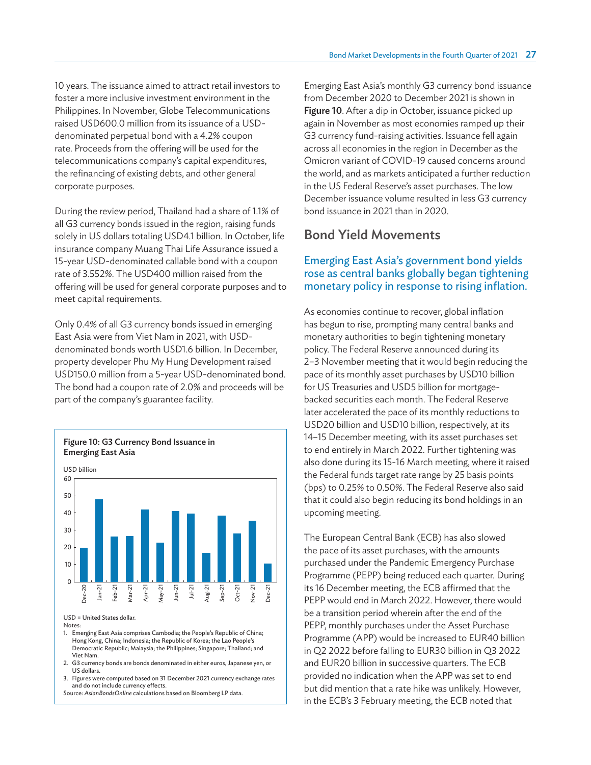10 years. The issuance aimed to attract retail investors to foster a more inclusive investment environment in the Philippines. In November, Globe Telecommunications raised USD600.0 million from its issuance of a USD-denominated perpetual bond with a 4.2% coupon rate. Proceeds from the offering will be used for the telecommunications company's capital expenditures, the refinancing of existing debts, and other general corporate purposes.

During the review period, Thailand had a share of 1.1% of all G3 currency bonds issued in the region, raising funds solely in US dollars totaling USD4.1 billion. In October, life insurance company Muang Thai Life Assurance issued a 15-year USD-denominated callable bond with a coupon rate of 3.552%. The USD400 million raised from the offering will be used for general corporate purposes and to meet capital requirements.

Only 0.4% of all G3 currency bonds issued in emerging East Asia were from Viet Nam in 2021, with USD-denominated bonds worth USD1.6 billion. In December, property developer Phu My Hung Development raised USD150.0 million from a 5-year USD-denominated bond. The bond had a coupon rate of 2.0% and proceeds will be part of the company's guarantee facility.

**Figure 10: G3 Currency Bond Issuance in Emerging East Asia**

USD billion

USD = United States dollar.

Notes:

1. Emerging East Asia comprises Cambodia; the People's Republic of China; Hong Kong, China; Indonesia; the Republic of Korea; the Lao People's Democratic Republic; Malaysia; the Philippines; Singapore; Thailand; and Viet Nam.
2. G3 currency bonds are bonds denominated in either euros, Japanese yen, or US dollars.
3. Figures were computed based on 31 December 2021 currency exchange rates and do not include currency effects.

Source: *AsianBondsOnline* calculations based on Bloomberg LP data.

Emerging East Asia's monthly G3 currency bond issuance from December 2020 to December 2021 is shown in **Figure 10**. After a dip in October, issuance picked up again in November as most economies ramped up their G3 currency fund-raising activities. Issuance fell again across all economies in the region in December as the Omicron variant of COVID-19 caused concerns around the world, and as markets anticipated a further reduction in the US Federal Reserve's asset purchases. The low December issuance volume resulted in less G3 currency bond issuance in 2021 than in 2020.

## Bond Yield Movements

### Emerging East Asia's government bond yields rose as central banks globally began tightening monetary policy in response to rising inflation.

As economies continue to recover, global inflation has begun to rise, prompting many central banks and monetary authorities to begin tightening monetary policy. The Federal Reserve announced during its 2–3 November meeting that it would begin reducing the pace of its monthly asset purchases by USD10 billion for US Treasuries and USD5 billion for mortgage-backed securities each month. The Federal Reserve later accelerated the pace of its monthly reductions to USD20 billion and USD10 billion, respectively, at its 14–15 December meeting, with its asset purchases set to end entirely in March 2022. Further tightening was also done during its 15-16 March meeting, where it raised the Federal funds target rate range by 25 basis points (bps) to 0.25% to 0.50%. The Federal Reserve also said that it could also begin reducing its bond holdings in an upcoming meeting.

The European Central Bank (ECB) has also slowed the pace of its asset purchases, with the amounts purchased under the Pandemic Emergency Purchase Programme (PEPP) being reduced each quarter. During its 16 December meeting, the ECB affirmed that the PEPP would end in March 2022. However, there would be a transition period wherein after the end of the PEPP, monthly purchases under the Asset Purchase Programme (APP) would be increased to EUR40 billion in Q2 2022 before falling to EUR30 billion in Q3 2022 and EUR20 billion in successive quarters. The ECB provided no indication when the APP was set to end but did mention that a rate hike was unlikely. However, in the ECB's 3 February meeting, the ECB noted that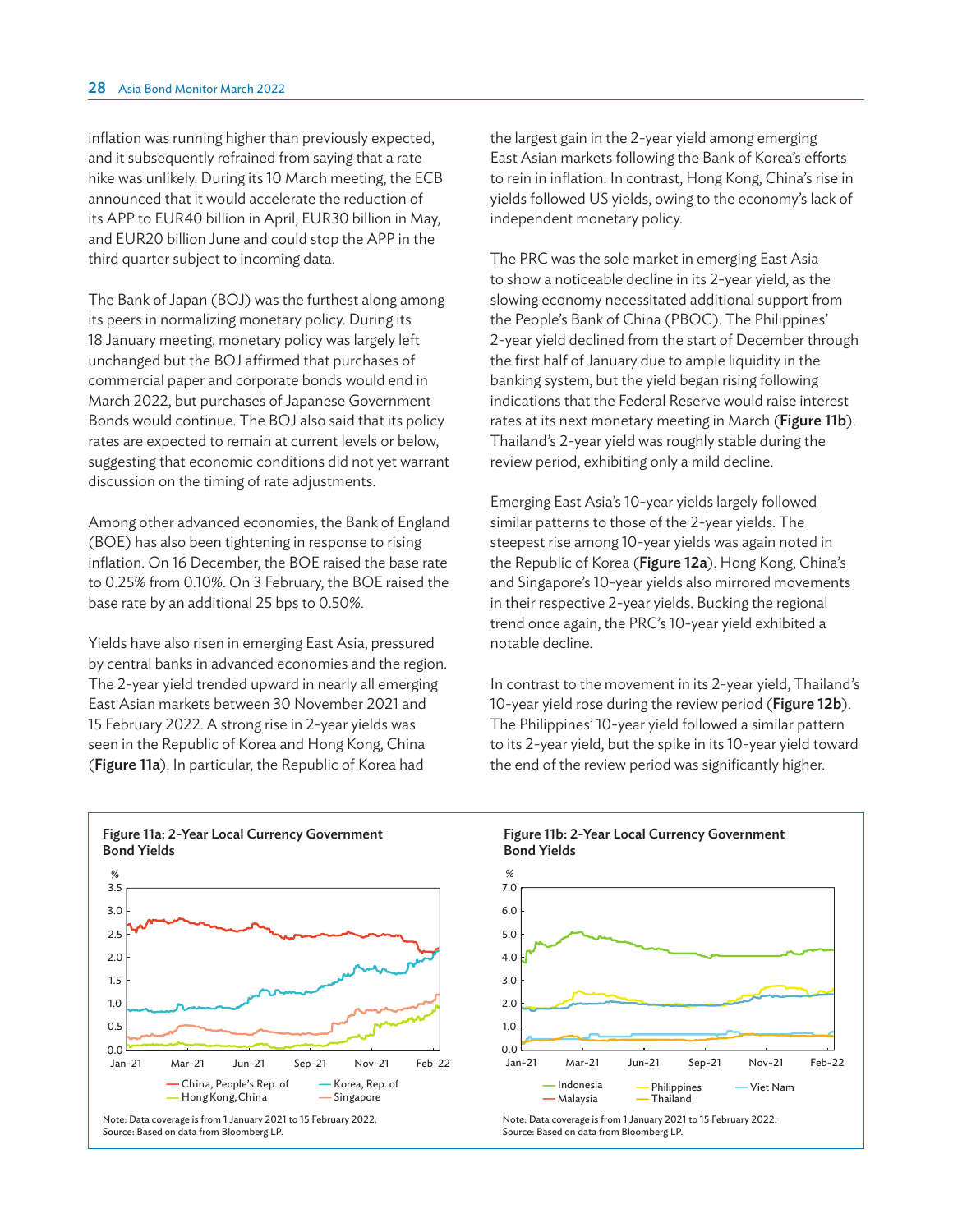inflation was running higher than previously expected, and it subsequently refrained from saying that a rate hike was unlikely. During its 10 March meeting, the ECB announced that it would accelerate the reduction of its APP to EUR40 billion in April, EUR30 billion in May, and EUR20 billion June and could stop the APP in the third quarter subject to incoming data.

The Bank of Japan (BOJ) was the furthest along among its peers in normalizing monetary policy. During its 18 January meeting, monetary policy was largely left unchanged but the BOJ affirmed that purchases of commercial paper and corporate bonds would end in March 2022, but purchases of Japanese Government Bonds would continue. The BOJ also said that its policy rates are expected to remain at current levels or below, suggesting that economic conditions did not yet warrant discussion on the timing of rate adjustments.

Among other advanced economies, the Bank of England (BOE) has also been tightening in response to rising inflation. On 16 December, the BOE raised the base rate to 0.25% from 0.10%. On 3 February, the BOE raised the base rate by an additional 25 bps to 0.50%.

Yields have also risen in emerging East Asia, pressured by central banks in advanced economies and the region. The 2-year yield trended upward in nearly all emerging East Asian markets between 30 November 2021 and 15 February 2022. A strong rise in 2-year yields was seen in the Republic of Korea and Hong Kong, China (**Figure 11a**). In particular, the Republic of Korea had the largest gain in the 2-year yield among emerging East Asian markets following the Bank of Korea's efforts to rein in inflation. In contrast, Hong Kong, China's rise in yields followed US yields, owing to the economy's lack of independent monetary policy.

The PRC was the sole market in emerging East Asia to show a noticeable decline in its 2-year yield, as the slowing economy necessitated additional support from the People's Bank of China (PBOC). The Philippines' 2-year yield declined from the start of December through the first half of January due to ample liquidity in the banking system, but the yield began rising following indications that the Federal Reserve would raise interest rates at its next monetary meeting in March (**Figure 11b**). Thailand's 2-year yield was roughly stable during the review period, exhibiting only a mild decline.

Emerging East Asia's 10-year yields largely followed similar patterns to those of the 2-year yields. The steepest rise among 10-year yields was again noted in the Republic of Korea (**Figure 12a**). Hong Kong, China's and Singapore's 10-year yields also mirrored movements in their respective 2-year yields. Bucking the regional trend once again, the PRC's 10-year yield exhibited a notable decline.

In contrast to the movement in its 2-year yield, Thailand's 10-year yield rose during the review period (**Figure 12b**). The Philippines' 10-year yield followed a similar pattern to its 2-year yield, but the spike in its 10-year yield toward the end of the review period was significantly higher.

**Figure 11a: 2-Year Local Currency Government Bond Yields**

Legend: China, People's Rep. of; Korea, Rep. of; Hong Kong, China; Singapore

Note: Data coverage is from 1 January 2021 to 15 February 2022.
Source: Based on data from Bloomberg LP.

**Figure 11b: 2-Year Local Currency Government Bond Yields**

Legend: Indonesia; Philippines; Viet Nam; Malaysia; Thailand

Note: Data coverage is from 1 January 2021 to 15 February 2022.
Source: Based on data from Bloomberg LP.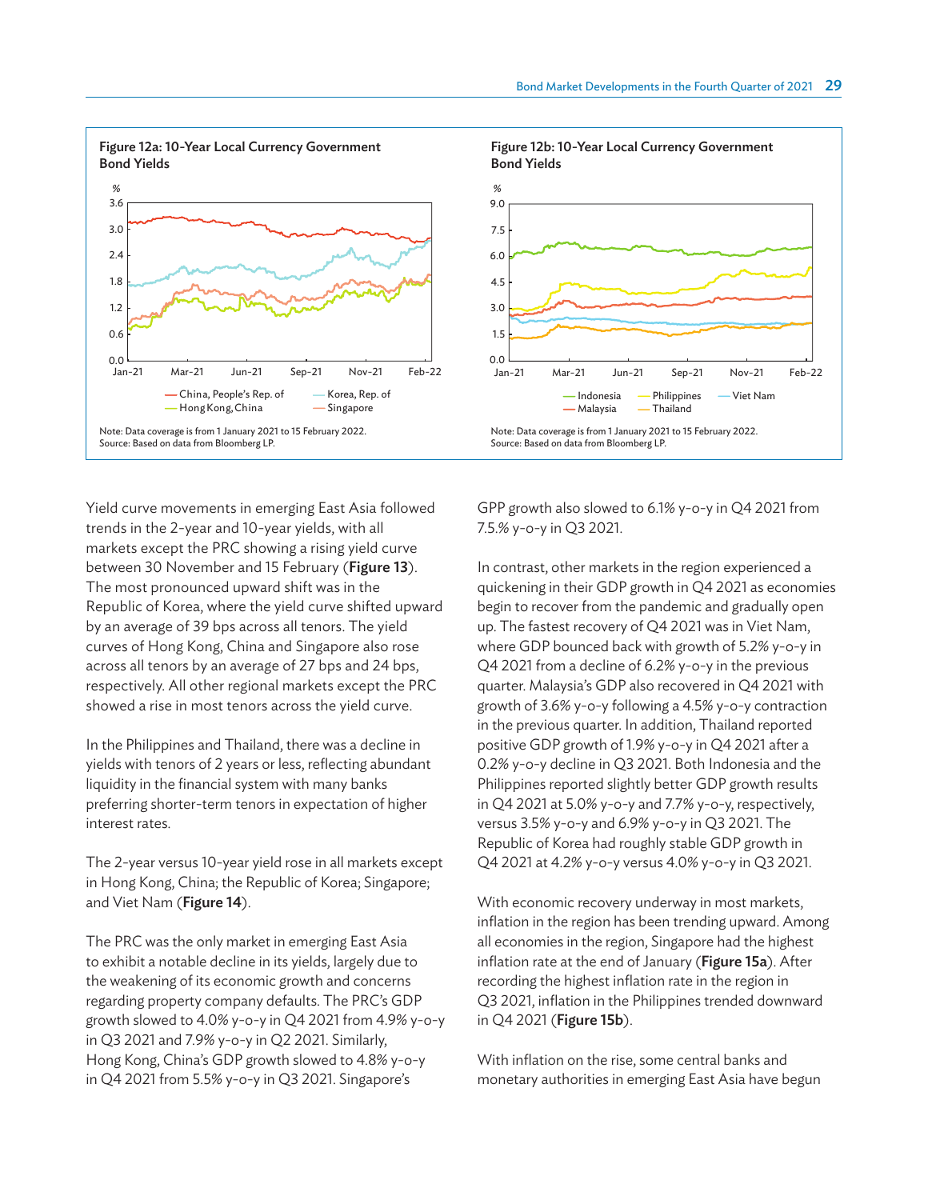**Figure 12a: 10-Year Local Currency Government Bond Yields**

Note: Data coverage is from 1 January 2021 to 15 February 2022.
Source: Based on data from Bloomberg LP.

**Figure 12b: 10-Year Local Currency Government Bond Yields**

Note: Data coverage is from 1 January 2021 to 15 February 2022.
Source: Based on data from Bloomberg LP.

Yield curve movements in emerging East Asia followed trends in the 2-year and 10-year yields, with all markets except the PRC showing a rising yield curve between 30 November and 15 February (**Figure 13**). The most pronounced upward shift was in the Republic of Korea, where the yield curve shifted upward by an average of 39 bps across all tenors. The yield curves of Hong Kong, China and Singapore also rose across all tenors by an average of 27 bps and 24 bps, respectively. All other regional markets except the PRC showed a rise in most tenors across the yield curve.

In the Philippines and Thailand, there was a decline in yields with tenors of 2 years or less, reflecting abundant liquidity in the financial system with many banks preferring shorter-term tenors in expectation of higher interest rates.

The 2-year versus 10-year yield rose in all markets except in Hong Kong, China; the Republic of Korea; Singapore; and Viet Nam (**Figure 14**).

The PRC was the only market in emerging East Asia to exhibit a notable decline in its yields, largely due to the weakening of its economic growth and concerns regarding property company defaults. The PRC's GDP growth slowed to 4.0% y-o-y in Q4 2021 from 4.9% y-o-y in Q3 2021 and 7.9% y-o-y in Q2 2021. Similarly, Hong Kong, China's GDP growth slowed to 4.8% y-o-y in Q4 2021 from 5.5% y-o-y in Q3 2021. Singapore's GPP growth also slowed to 6.1% y-o-y in Q4 2021 from 7.5.% y-o-y in Q3 2021.

In contrast, other markets in the region experienced a quickening in their GDP growth in Q4 2021 as economies begin to recover from the pandemic and gradually open up. The fastest recovery of Q4 2021 was in Viet Nam, where GDP bounced back with growth of 5.2% y-o-y in Q4 2021 from a decline of 6.2% y-o-y in the previous quarter. Malaysia's GDP also recovered in Q4 2021 with growth of 3.6% y-o-y following a 4.5% y-o-y contraction in the previous quarter. In addition, Thailand reported positive GDP growth of 1.9% y-o-y in Q4 2021 after a 0.2% y-o-y decline in Q3 2021. Both Indonesia and the Philippines reported slightly better GDP growth results in Q4 2021 at 5.0% y-o-y and 7.7% y-o-y, respectively, versus 3.5% y-o-y and 6.9% y-o-y in Q3 2021. The Republic of Korea had roughly stable GDP growth in Q4 2021 at 4.2% y-o-y versus 4.0% y-o-y in Q3 2021.

With economic recovery underway in most markets, inflation in the region has been trending upward. Among all economies in the region, Singapore had the highest inflation rate at the end of January (**Figure 15a**). After recording the highest inflation rate in the region in Q3 2021, inflation in the Philippines trended downward in Q4 2021 (**Figure 15b**).

With inflation on the rise, some central banks and monetary authorities in emerging East Asia have begun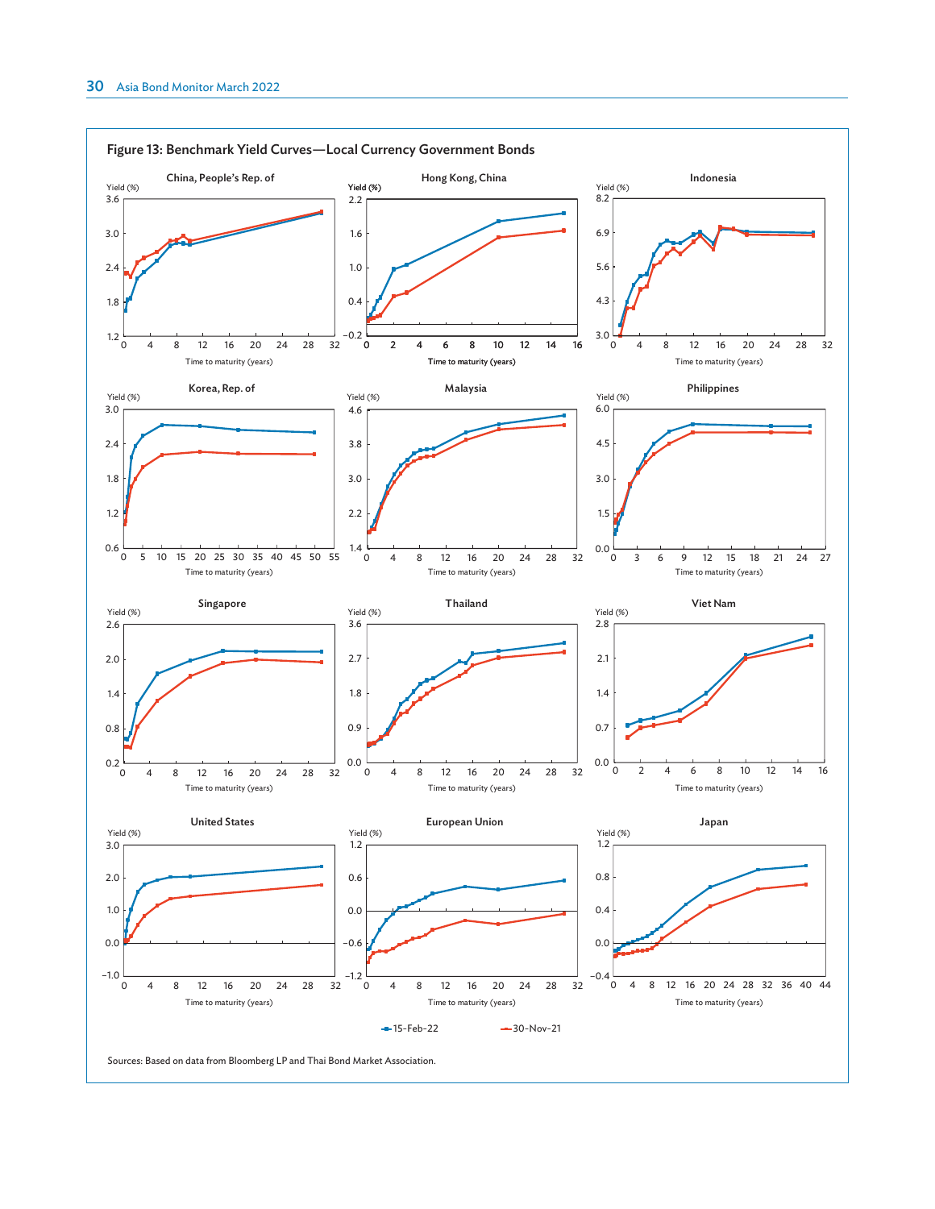**Figure 13: Benchmark Yield Curves—Local Currency Government Bonds**

Panels: China, People's Rep. of; Hong Kong, China; Indonesia; Korea, Rep. of; Malaysia; Philippines; Singapore; Thailand; Viet Nam; United States; European Union; Japan

Yield (%) vs. Time to maturity (years)

Legend: 15-Feb-22; 30-Nov-21

Sources: Based on data from Bloomberg LP and Thai Bond Market Association.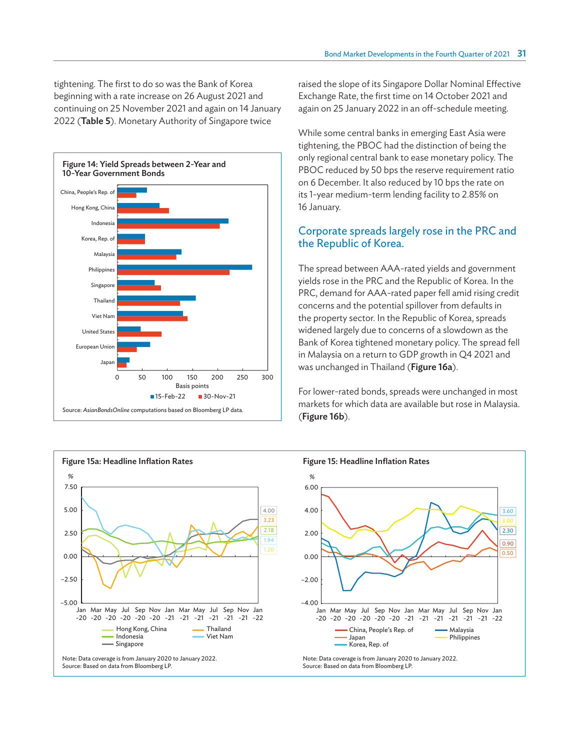tightening. The first to do so was the Bank of Korea beginning with a rate increase on 26 August 2021 and continuing on 25 November 2021 and again on 14 January 2022 (**Table 5**). Monetary Authority of Singapore twice raised the slope of its Singapore Dollar Nominal Effective Exchange Rate, the first time on 14 October 2021 and again on 25 January 2022 in an off-schedule meeting.

While some central banks in emerging East Asia were tightening, the PBOC had the distinction of being the only regional central bank to ease monetary policy. The PBOC reduced by 50 bps the reserve requirement ratio on 6 December. It also reduced by 10 bps the rate on its 1-year medium-term lending facility to 2.85% on 16 January.

**Figure 14: Yield Spreads between 2-Year and 10-Year Government Bonds**

Source: *AsianBondsOnline* computations based on Bloomberg LP data.

## Corporate spreads largely rose in the PRC and the Republic of Korea.

The spread between AAA-rated yields and government yields rose in the PRC and the Republic of Korea. In the PRC, demand for AAA-rated paper fell amid rising credit concerns and the potential spillover from defaults in the property sector. In the Republic of Korea, spreads widened largely due to concerns of a slowdown as the Bank of Korea tightened monetary policy. The spread fell in Malaysia on a return to GDP growth in Q4 2021 and was unchanged in Thailand (**Figure 16a**).

For lower-rated bonds, spreads were unchanged in most markets for which data are available but rose in Malaysia. (**Figure 16b**).

**Figure 15a: Headline Inflation Rates**

Note: Data coverage is from January 2020 to January 2022.
Source: Based on data from Bloomberg LP.

**Figure 15: Headline Inflation Rates**

Note: Data coverage is from January 2020 to January 2022.
Source: Based on data from Bloomberg LP.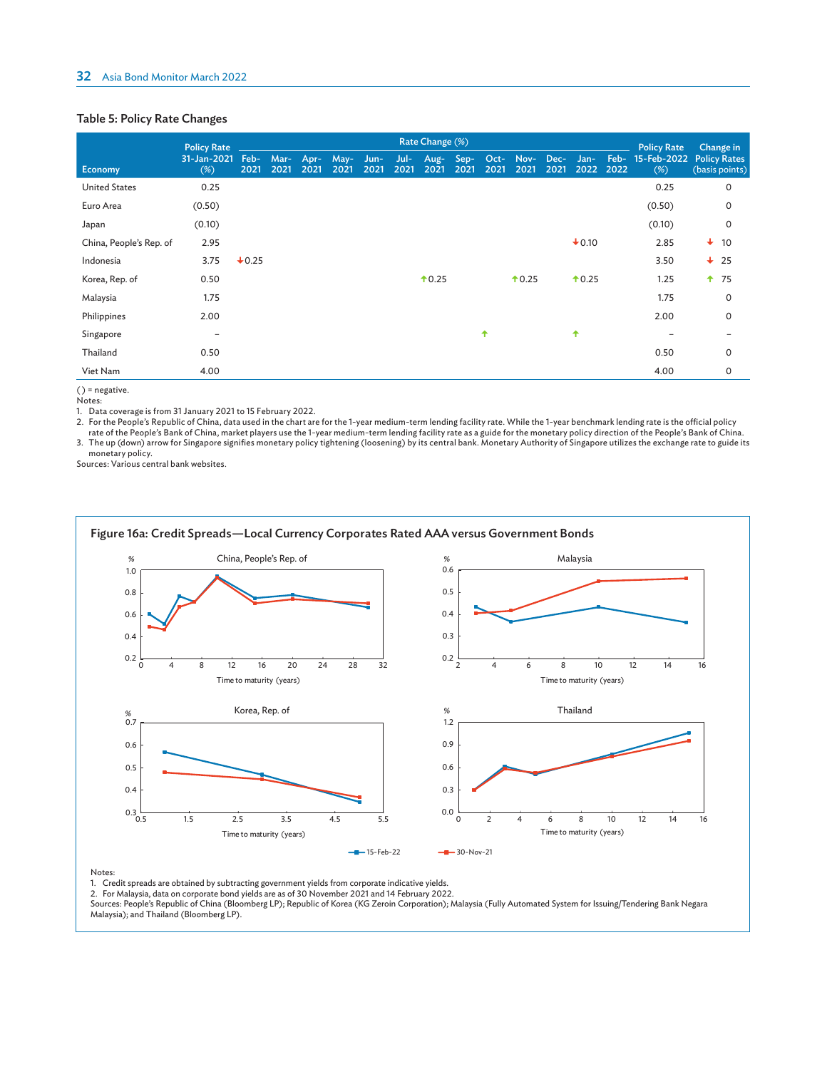**Table 5: Policy Rate Changes**

| Economy | Policy Rate 31-Jan-2021 (%) | Rate Change (%) Feb-2021 | Mar-2021 | Apr-2021 | May-2021 | Jun-2021 | Jul-2021 | Aug-2021 | Sep-2021 | Oct-2021 | Nov-2021 | Dec-2021 | Jan-2022 | Feb-2022 | Policy Rate 15-Feb-2022 (%) | Change in Policy Rates (basis points) |
|---|---|---|---|---|---|---|---|---|---|---|---|---|---|---|---|---|
| United States | 0.25 | | | | | | | | | | | | | | 0.25 | 0 |
| Euro Area | (0.50) | | | | | | | | | | | | | | (0.50) | 0 |
| Japan | (0.10) | | | | | | | | | | | | | | (0.10) | 0 |
| China, People's Rep. of | 2.95 | | | | | | | | | | | | ↓0.10 | | 2.85 | ↓ 10 |
| Indonesia | 3.75 | ↓0.25 | | | | | | | | | | | | | 3.50 | ↓ 25 |
| Korea, Rep. of | 0.50 | | | | | | | ↑0.25 | | | ↑0.25 | | ↑0.25 | | 1.25 | ↑ 75 |
| Malaysia | 1.75 | | | | | | | | | | | | | | 1.75 | 0 |
| Philippines | 2.00 | | | | | | | | | | | | | | 2.00 | 0 |
| Singapore | – | | | | | | | | | ↑ | | | ↑ | | – | – |
| Thailand | 0.50 | | | | | | | | | | | | | | 0.50 | 0 |
| Viet Nam | 4.00 | | | | | | | | | | | | | | 4.00 | 0 |

( ) = negative.

Notes:

1. Data coverage is from 31 January 2021 to 15 February 2022.
2. For the People's Republic of China, data used in the chart are for the 1-year medium-term lending facility rate. While the 1-year benchmark lending rate is the official policy rate of the People's Bank of China, market players use the 1-year medium-term lending facility rate as a guide for the monetary policy direction of the People's Bank of China.
3. The up (down) arrow for Singapore signifies monetary policy tightening (loosening) by its central bank. Monetary Authority of Singapore utilizes the exchange rate to guide its monetary policy.

Sources: Various central bank websites.

**Figure 16a: Credit Spreads—Local Currency Corporates Rated AAA versus Government Bonds**

China, People's Rep. of — Malaysia — Korea, Rep. of — Thailand

(% vs. Time to maturity (years); series: 15-Feb-22, 30-Nov-21)

Notes:

1. Credit spreads are obtained by subtracting government yields from corporate indicative yields.
2. For Malaysia, data on corporate bond yields are as of 30 November 2021 and 14 February 2022.

Sources: People's Republic of China (Bloomberg LP); Republic of Korea (KG Zeroin Corporation); Malaysia (Fully Automated System for Issuing/Tendering Bank Negara Malaysia); and Thailand (Bloomberg LP).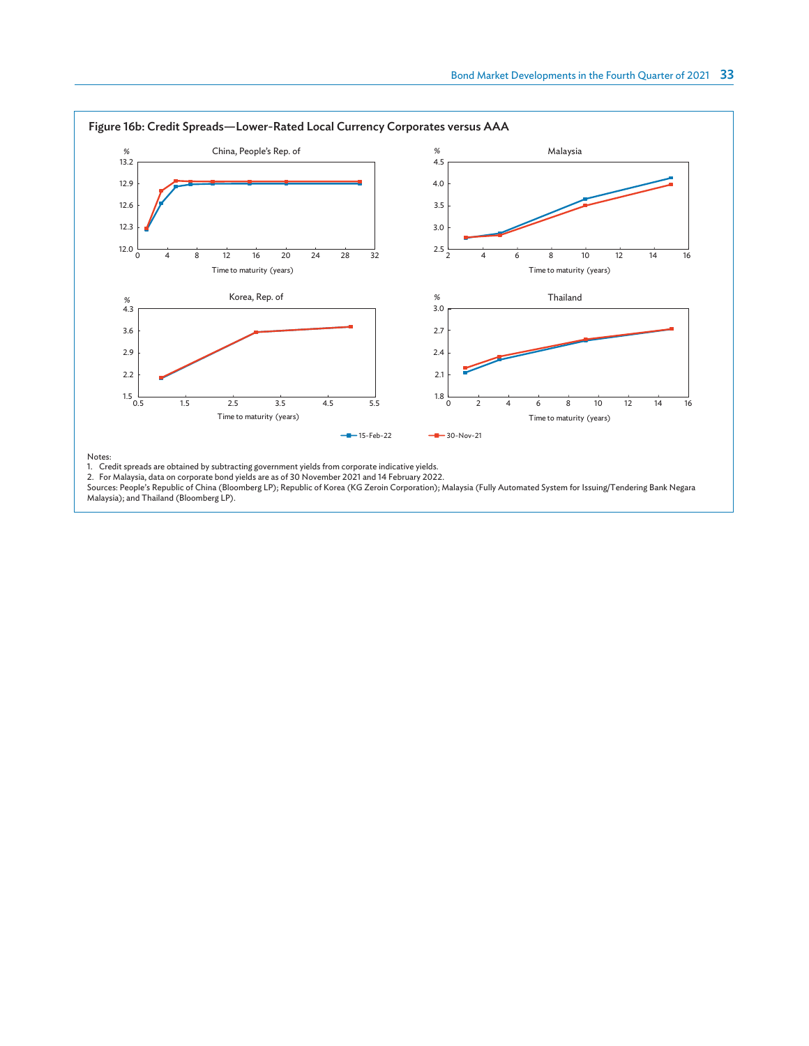**Figure 16b: Credit Spreads—Lower-Rated Local Currency Corporates versus AAA**

China, People's Rep. of

%

13.2
12.9
12.6
12.3
12.0

0 4 8 12 16 20 24 28 32

Time to maturity (years)

Malaysia

%

4.5
4.0
3.5
3.0
2.5

2 4 6 8 10 12 14 16

Time to maturity (years)

Korea, Rep. of

%

4.3
3.6
2.9
2.2
1.5

0.5 1.5 2.5 3.5 4.5 5.5

Time to maturity (years)

Thailand

%

3.0
2.7
2.4
2.1
1.8

0 2 4 6 8 10 12 14 16

Time to maturity (years)

15-Feb-22
30-Nov-21

Notes:
1. Credit spreads are obtained by subtracting government yields from corporate indicative yields.
2. For Malaysia, data on corporate bond yields are as of 30 November 2021 and 14 February 2022.

Sources: People's Republic of China (Bloomberg LP); Republic of Korea (KG Zeroin Corporation); Malaysia (Fully Automated System for Issuing/Tendering Bank Negara Malaysia); and Thailand (Bloomberg LP).